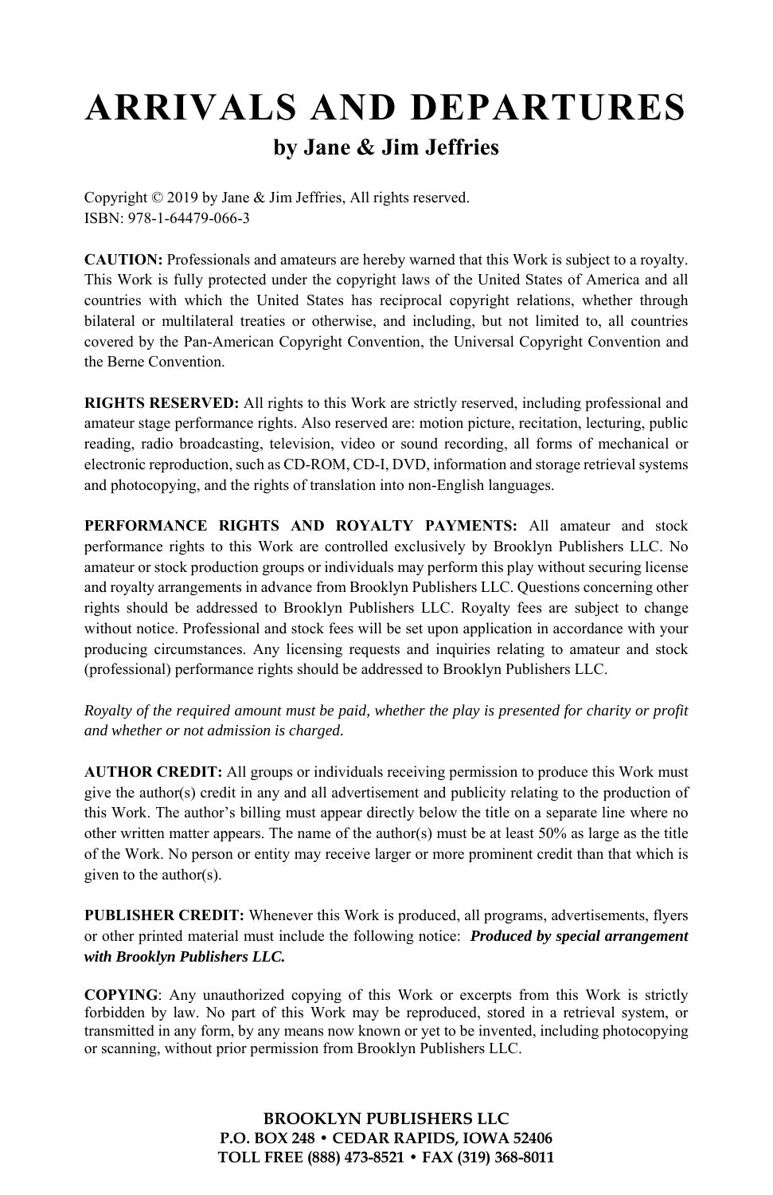# ARRIVALS AND DEPARTURES

## by Jane & Jim Jeffries

Copyright © 2019 by Jane & Jim Jeffries, All rights reserved.
ISBN: 978-1-64479-066-3

**CAUTION:** Professionals and amateurs are hereby warned that this Work is subject to a royalty. This Work is fully protected under the copyright laws of the United States of America and all countries with which the United States has reciprocal copyright relations, whether through bilateral or multilateral treaties or otherwise, and including, but not limited to, all countries covered by the Pan-American Copyright Convention, the Universal Copyright Convention and the Berne Convention.

**RIGHTS RESERVED:** All rights to this Work are strictly reserved, including professional and amateur stage performance rights. Also reserved are: motion picture, recitation, lecturing, public reading, radio broadcasting, television, video or sound recording, all forms of mechanical or electronic reproduction, such as CD-ROM, CD-I, DVD, information and storage retrieval systems and photocopying, and the rights of translation into non-English languages.

**PERFORMANCE RIGHTS AND ROYALTY PAYMENTS:** All amateur and stock performance rights to this Work are controlled exclusively by Brooklyn Publishers LLC. No amateur or stock production groups or individuals may perform this play without securing license and royalty arrangements in advance from Brooklyn Publishers LLC. Questions concerning other rights should be addressed to Brooklyn Publishers LLC. Royalty fees are subject to change without notice. Professional and stock fees will be set upon application in accordance with your producing circumstances. Any licensing requests and inquiries relating to amateur and stock (professional) performance rights should be addressed to Brooklyn Publishers LLC.

*Royalty of the required amount must be paid, whether the play is presented for charity or profit and whether or not admission is charged.*

**AUTHOR CREDIT:** All groups or individuals receiving permission to produce this Work must give the author(s) credit in any and all advertisement and publicity relating to the production of this Work. The author's billing must appear directly below the title on a separate line where no other written matter appears. The name of the author(s) must be at least 50% as large as the title of the Work. No person or entity may receive larger or more prominent credit than that which is given to the author(s).

**PUBLISHER CREDIT:** Whenever this Work is produced, all programs, advertisements, flyers or other printed material must include the following notice: ***Produced by special arrangement with Brooklyn Publishers LLC.***

**COPYING**: Any unauthorized copying of this Work or excerpts from this Work is strictly forbidden by law. No part of this Work may be reproduced, stored in a retrieval system, or transmitted in any form, by any means now known or yet to be invented, including photocopying or scanning, without prior permission from Brooklyn Publishers LLC.

**BROOKLYN PUBLISHERS LLC**
**P.O. BOX 248 • CEDAR RAPIDS, IOWA 52406**
**TOLL FREE (888) 473-8521 • FAX (319) 368-8011**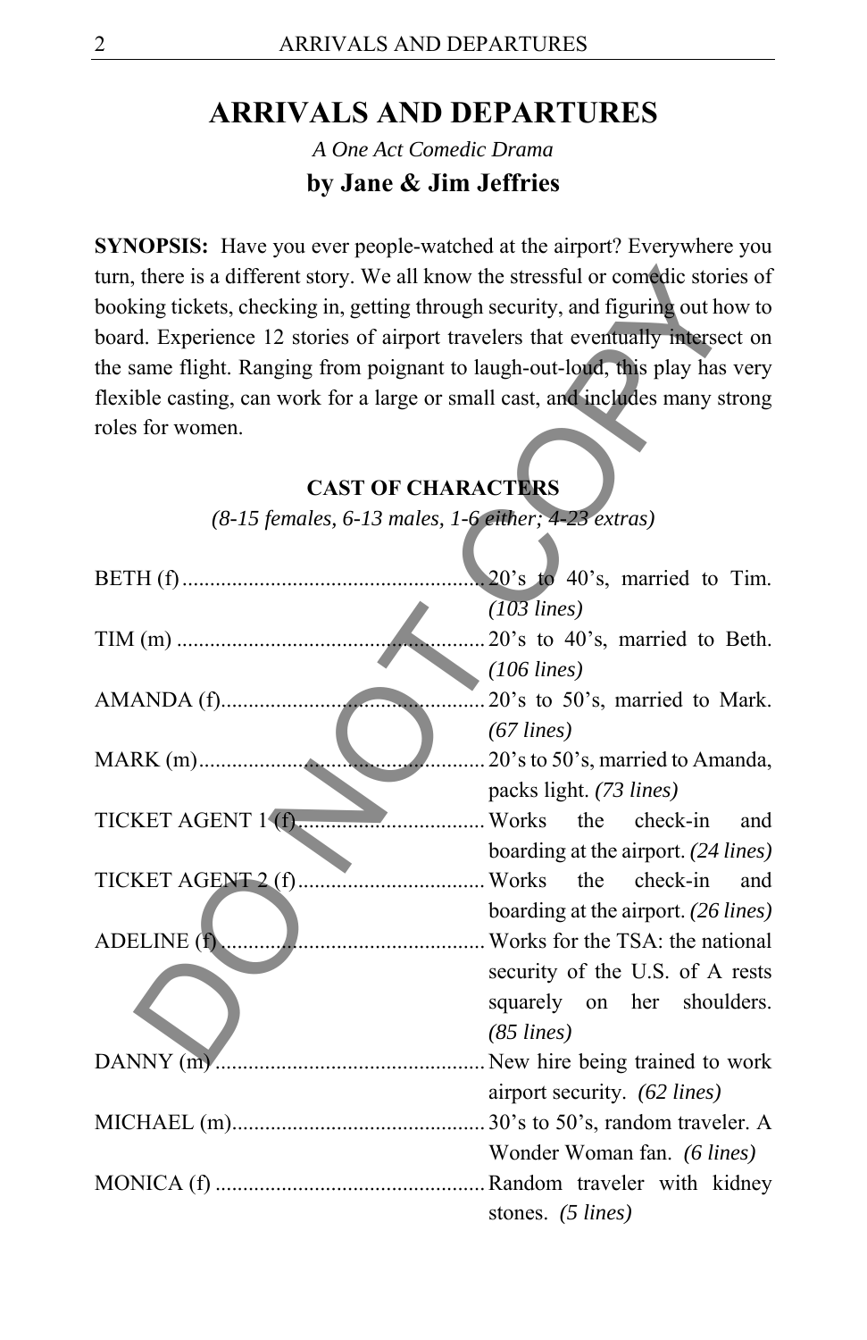# ARRIVALS AND DEPARTURES

*A One Act Comedic Drama*

**by Jane & Jim Jeffries**

**SYNOPSIS:** Have you ever people-watched at the airport? Everywhere you turn, there is a different story. We all know the stressful or comedic stories of booking tickets, checking in, getting through security, and figuring out how to board. Experience 12 stories of airport travelers that eventually intersect on the same flight. Ranging from poignant to laugh-out-loud, this play has very flexible casting, can work for a large or small cast, and includes many strong roles for women.

## CAST OF CHARACTERS

*(8-15 females, 6-13 males, 1-6 either; 4-23 extras)*

BETH (f) ........ 20's to 40's, married to Tim. *(103 lines)*

TIM (m) ........ 20's to 40's, married to Beth. *(106 lines)*

AMANDA (f)........ 20's to 50's, married to Mark. *(67 lines)*

MARK (m)........ 20's to 50's, married to Amanda, packs light. *(73 lines)*

TICKET AGENT 1 (f)........ Works the check-in and boarding at the airport. *(24 lines)*

TICKET AGENT 2 (f)........ Works the check-in and boarding at the airport. *(26 lines)*

ADELINE (f) ........ Works for the TSA: the national security of the U.S. of A rests squarely on her shoulders. *(85 lines)*

DANNY (m) ........ New hire being trained to work airport security. *(62 lines)*

MICHAEL (m)........ 30's to 50's, random traveler. A Wonder Woman fan. *(6 lines)*

MONICA (f) ........ Random traveler with kidney stones. *(5 lines)*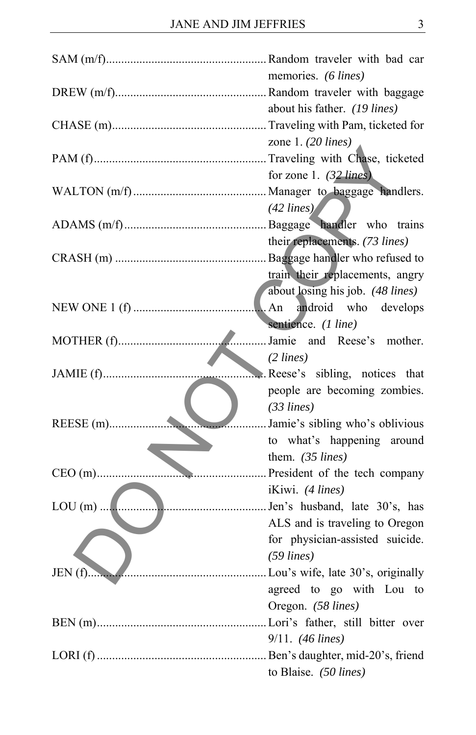SAM (m/f)...................................................... Random traveler with bad car memories. *(6 lines)*

DREW (m/f)................................................... Random traveler with baggage about his father. *(19 lines)*

CHASE (m).................................................... Traveling with Pam, ticketed for zone 1. *(20 lines)*

PAM (f).......................................................... Traveling with Chase, ticketed for zone 1. *(32 lines)*

WALTON (m/f)............................................. Manager to baggage handlers. *(42 lines)*

ADAMS (m/f)................................................ Baggage handler who trains their replacements. *(73 lines)*

CRASH (m)................................................... Baggage handler who refused to train their replacements, angry about losing his job. *(48 lines)*

NEW ONE 1 (f)............................................. An android who develops sentience. *(1 line)*

MOTHER (f)................................................... Jamie and Reese's mother. *(2 lines)*

JAMIE (f)........................................................ Reese's sibling, notices that people are becoming zombies. *(33 lines)*

REESE (m)..................................................... Jamie's sibling who's oblivious to what's happening around them. *(35 lines)*

CEO (m)......................................................... President of the tech company iKiwi. *(4 lines)*

LOU (m)......................................................... Jen's husband, late 30's, has ALS and is traveling to Oregon for physician-assisted suicide. *(59 lines)*

JEN (f)............................................................ Lou's wife, late 30's, originally agreed to go with Lou to Oregon. *(58 lines)*

BEN (m)......................................................... Lori's father, still bitter over 9/11. *(46 lines)*

LORI (f).......................................................... Ben's daughter, mid-20's, friend to Blaise. *(50 lines)*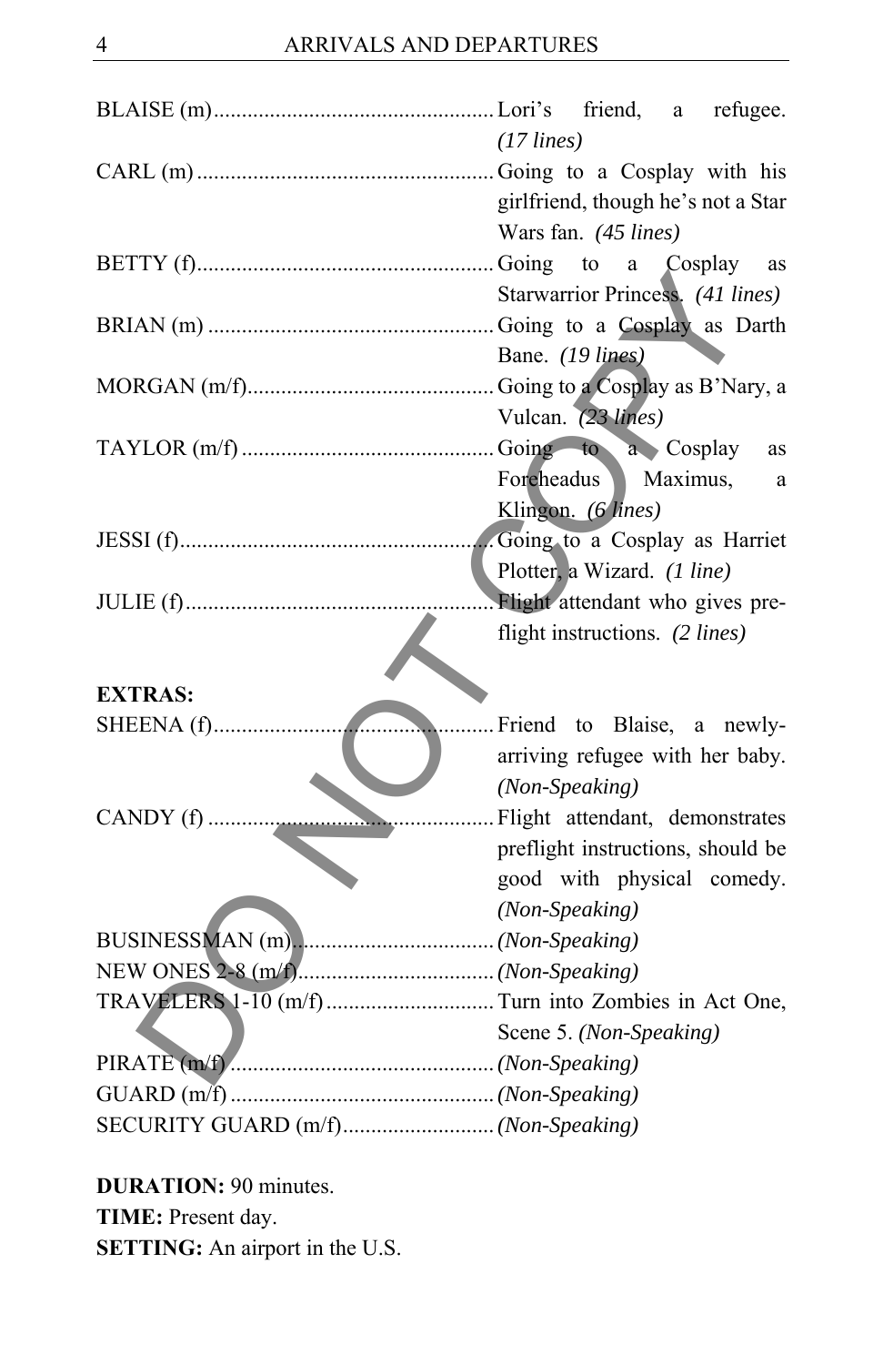BLAISE (m).................................................. Lori's friend, a refugee. *(17 lines)*

CARL (m)..................................................... Going to a Cosplay with his girlfriend, though he's not a Star Wars fan. *(45 lines)*

BETTY (f)..................................................... Going to a Cosplay as Starwarrior Princess. *(41 lines)*

BRIAN (m)................................................... Going to a Cosplay as Darth Bane. *(19 lines)*

MORGAN (m/f)............................................ Going to a Cosplay as B'Nary, a Vulcan. *(23 lines)*

TAYLOR (m/f)............................................. Going to a Cosplay as Foreheadus Maximus, a Klingon. *(6 lines)*

JESSI (f)....................................................... Going to a Cosplay as Harriet Plotter, a Wizard. *(1 line)*

JULIE (f)...................................................... Flight attendant who gives pre-flight instructions. *(2 lines)*

**EXTRAS:**

SHEENA (f).................................................. Friend to Blaise, a newly-arriving refugee with her baby. *(Non-Speaking)*

CANDY (f).................................................... Flight attendant, demonstrates preflight instructions, should be good with physical comedy. *(Non-Speaking)*

BUSINESSMAN (m)...................................... *(Non-Speaking)*

NEW ONES 2-8 (m/f).................................. *(Non-Speaking)*

TRAVELERS 1-10 (m/f)............................... Turn into Zombies in Act One, Scene 5. *(Non-Speaking)*

PIRATE (m/f)............................................... *(Non-Speaking)*

GUARD (m/f)............................................... *(Non-Speaking)*

SECURITY GUARD (m/f)............................ *(Non-Speaking)*

**DURATION:** 90 minutes.

**TIME:** Present day.

**SETTING:** An airport in the U.S.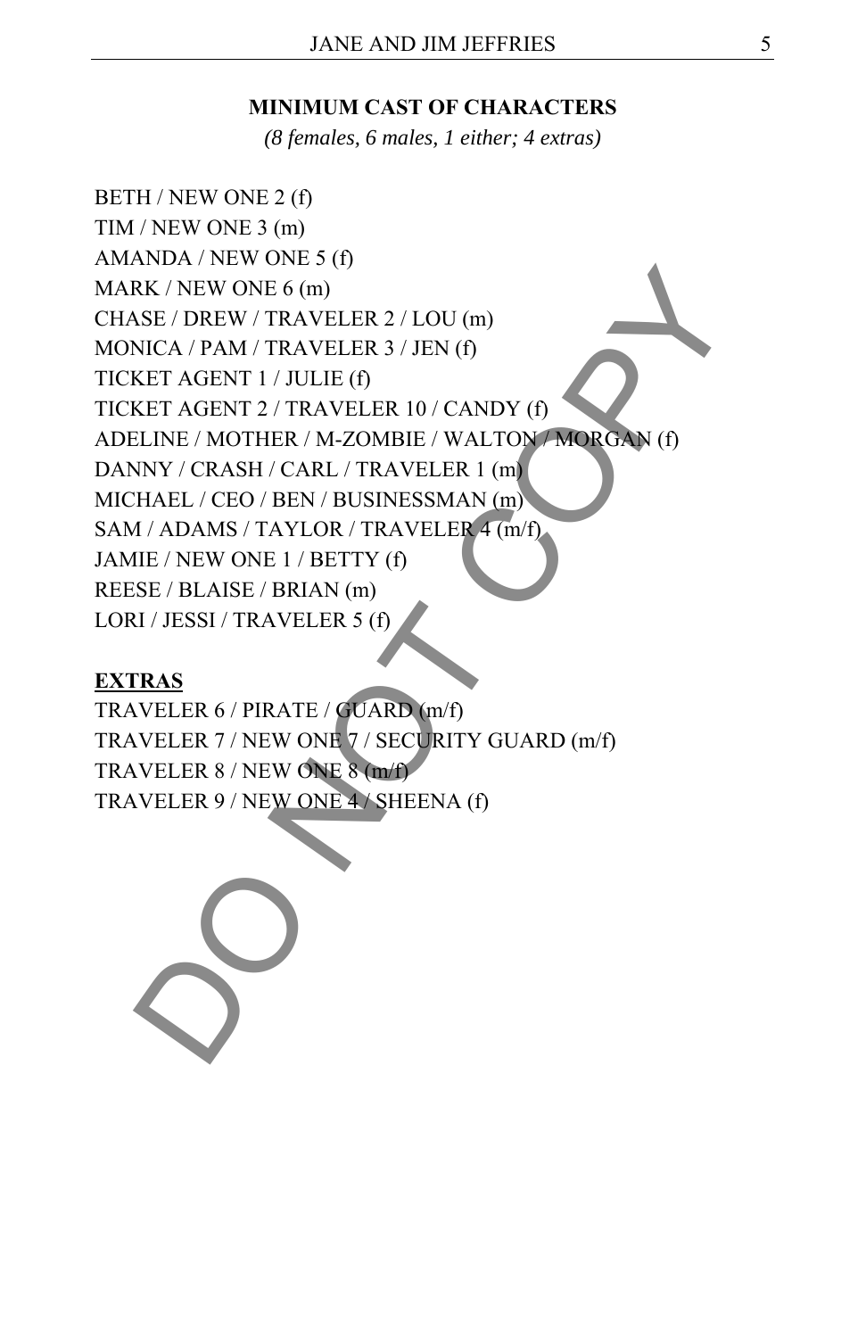## MINIMUM CAST OF CHARACTERS

*(8 females, 6 males, 1 either; 4 extras)*

BETH / NEW ONE 2 (f)
TIM / NEW ONE 3 (m)
AMANDA / NEW ONE 5 (f)
MARK / NEW ONE 6 (m)
CHASE / DREW / TRAVELER 2 / LOU (m)
MONICA / PAM / TRAVELER 3 / JEN (f)
TICKET AGENT 1 / JULIE (f)
TICKET AGENT 2 / TRAVELER 10 / CANDY (f)
ADELINE / MOTHER / M-ZOMBIE / WALTON / MORGAN (f)
DANNY / CRASH / CARL / TRAVELER 1 (m)
MICHAEL / CEO / BEN / BUSINESSMAN (m)
SAM / ADAMS / TAYLOR / TRAVELER 4 (m/f)
JAMIE / NEW ONE 1 / BETTY (f)
REESE / BLAISE / BRIAN (m)
LORI / JESSI / TRAVELER 5 (f)

**EXTRAS**

TRAVELER 6 / PIRATE / GUARD (m/f)
TRAVELER 7 / NEW ONE 7 / SECURITY GUARD (m/f)
TRAVELER 8 / NEW ONE 8 (m/f)
TRAVELER 9 / NEW ONE 4 / SHEENA (f)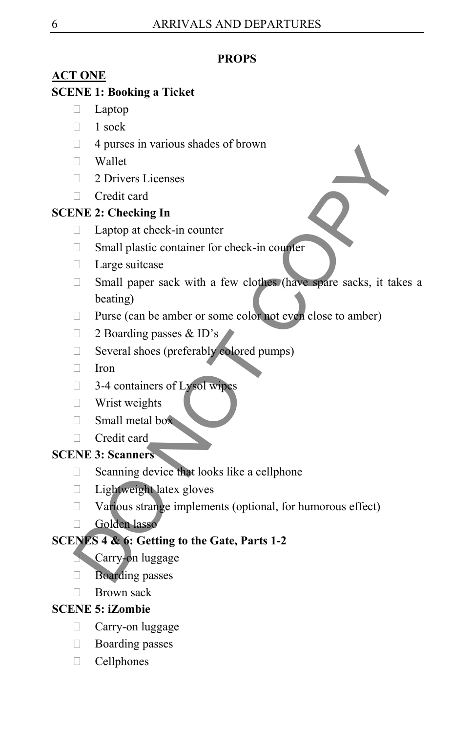## PROPS

### ACT ONE

**SCENE 1: Booking a Ticket**

- Laptop
- 1 sock
- 4 purses in various shades of brown
- Wallet
- 2 Drivers Licenses
- Credit card

**SCENE 2: Checking In**

- Laptop at check-in counter
- Small plastic container for check-in counter
- Large suitcase
- Small paper sack with a few clothes (have spare sacks, it takes a beating)
- Purse (can be amber or some color not even close to amber)
- 2 Boarding passes & ID's
- Several shoes (preferably colored pumps)
- Iron
- 3-4 containers of Lysol wipes
- Wrist weights
- Small metal box
- Credit card

**SCENE 3: Scanners**

- Scanning device that looks like a cellphone
- Lightweight latex gloves
- Various strange implements (optional, for humorous effect)
- Golden lasso

**SCENES 4 & 6: Getting to the Gate, Parts 1-2**

- Carry-on luggage
- Boarding passes
- Brown sack

**SCENE 5: iZombie**

- Carry-on luggage
- Boarding passes
- Cellphones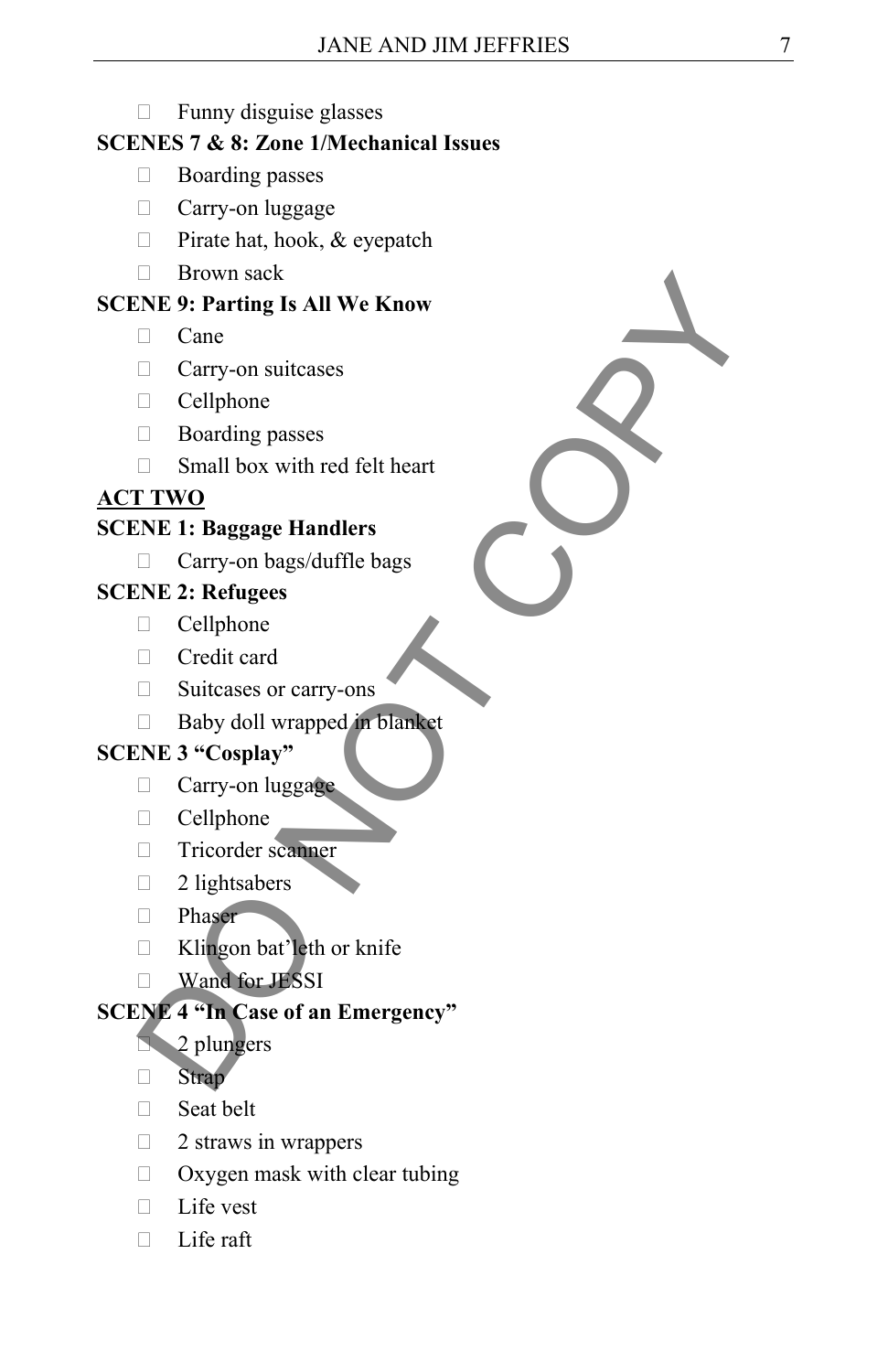- Funny disguise glasses

**SCENES 7 & 8: Zone 1/Mechanical Issues**

- Boarding passes
- Carry-on luggage
- Pirate hat, hook, & eyepatch
- Brown sack

**SCENE 9: Parting Is All We Know**

- Cane
- Carry-on suitcases
- Cellphone
- Boarding passes
- Small box with red felt heart

**<u>ACT TWO</u>**

**SCENE 1: Baggage Handlers**

- Carry-on bags/duffle bags

**SCENE 2: Refugees**

- Cellphone
- Credit card
- Suitcases or carry-ons
- Baby doll wrapped in blanket

**SCENE 3 "Cosplay"**

- Carry-on luggage
- Cellphone
- Tricorder scanner
- 2 lightsabers
- Phaser
- Klingon bat'leth or knife
- Wand for JESSI

**SCENE 4 "In Case of an Emergency"**

- 2 plungers
- Strap
- Seat belt
- 2 straws in wrappers
- Oxygen mask with clear tubing
- Life vest
- Life raft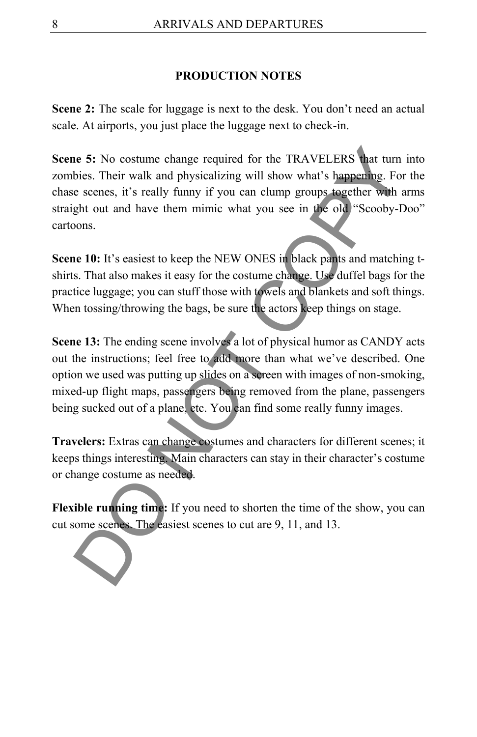## PRODUCTION NOTES

**Scene 2:** The scale for luggage is next to the desk. You don't need an actual scale. At airports, you just place the luggage next to check-in.

**Scene 5:** No costume change required for the TRAVELERS that turn into zombies. Their walk and physicalizing will show what's happening. For the chase scenes, it's really funny if you can clump groups together with arms straight out and have them mimic what you see in the old "Scooby-Doo" cartoons.

**Scene 10:** It's easiest to keep the NEW ONES in black pants and matching t-shirts. That also makes it easy for the costume change. Use duffel bags for the practice luggage; you can stuff those with towels and blankets and soft things. When tossing/throwing the bags, be sure the actors keep things on stage.

**Scene 13:** The ending scene involves a lot of physical humor as CANDY acts out the instructions; feel free to add more than what we've described. One option we used was putting up slides on a screen with images of non-smoking, mixed-up flight maps, passengers being removed from the plane, passengers being sucked out of a plane, etc. You can find some really funny images.

**Travelers:** Extras can change costumes and characters for different scenes; it keeps things interesting. Main characters can stay in their character's costume or change costume as needed.

**Flexible running time:** If you need to shorten the time of the show, you can cut some scenes. The easiest scenes to cut are 9, 11, and 13.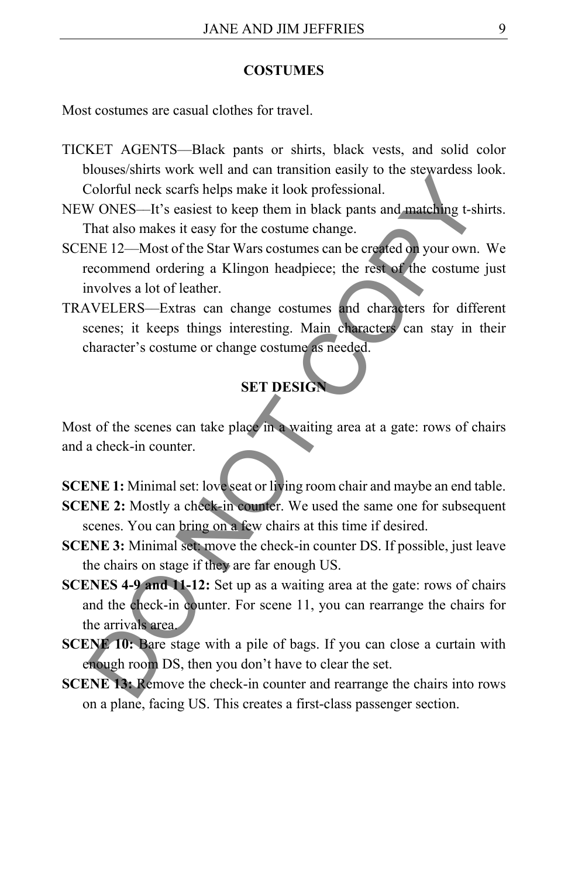## COSTUMES

Most costumes are casual clothes for travel.

TICKET AGENTS—Black pants or shirts, black vests, and solid color blouses/shirts work well and can transition easily to the stewardess look. Colorful neck scarfs helps make it look professional.

NEW ONES—It's easiest to keep them in black pants and matching t-shirts. That also makes it easy for the costume change.

SCENE 12—Most of the Star Wars costumes can be created on your own. We recommend ordering a Klingon headpiece; the rest of the costume just involves a lot of leather.

TRAVELERS—Extras can change costumes and characters for different scenes; it keeps things interesting. Main characters can stay in their character's costume or change costume as needed.

## SET DESIGN

Most of the scenes can take place in a waiting area at a gate: rows of chairs and a check-in counter.

**SCENE 1:** Minimal set: love seat or living room chair and maybe an end table.

**SCENE 2:** Mostly a check-in counter. We used the same one for subsequent scenes. You can bring on a few chairs at this time if desired.

**SCENE 3:** Minimal set: move the check-in counter DS. If possible, just leave the chairs on stage if they are far enough US.

**SCENES 4-9 and 11-12:** Set up as a waiting area at the gate: rows of chairs and the check-in counter. For scene 11, you can rearrange the chairs for the arrivals area.

**SCENE 10:** Bare stage with a pile of bags. If you can close a curtain with enough room DS, then you don't have to clear the set.

**SCENE 13:** Remove the check-in counter and rearrange the chairs into rows on a plane, facing US. This creates a first-class passenger section.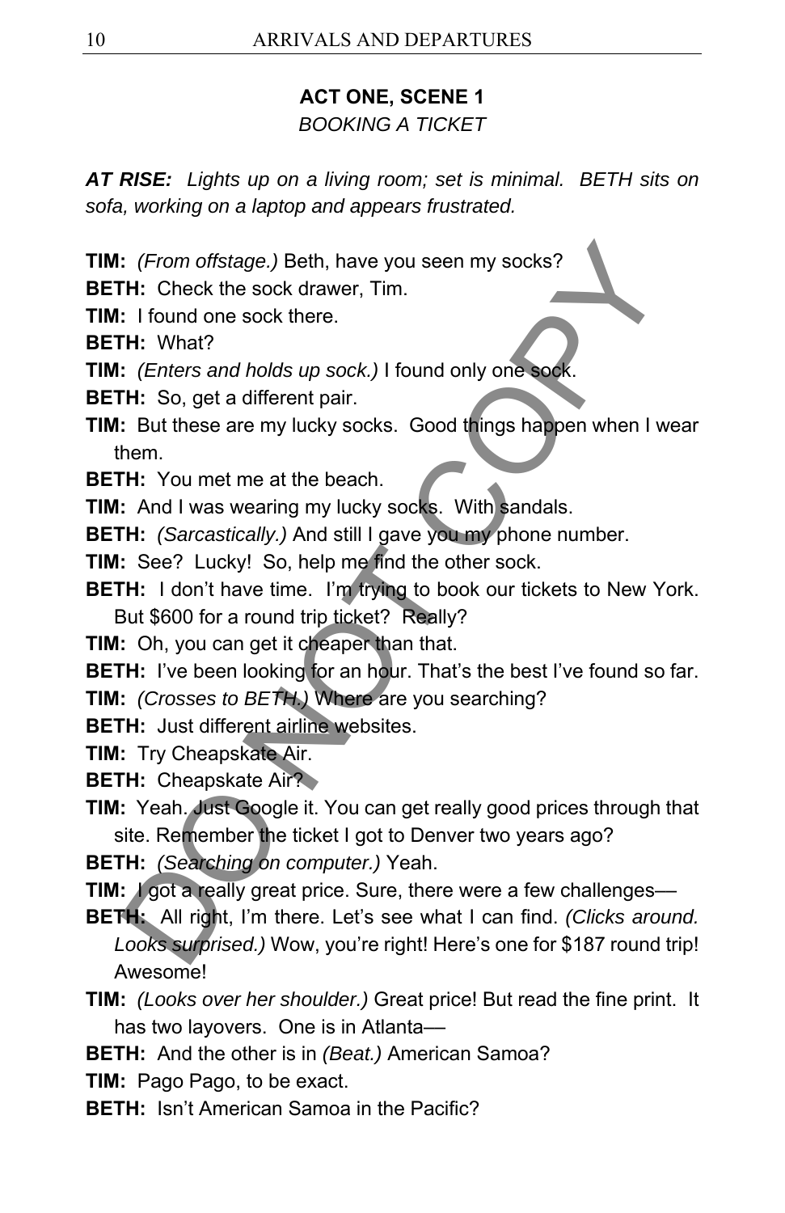## ACT ONE, SCENE 1

*BOOKING A TICKET*

***AT RISE:** Lights up on a living room; set is minimal. BETH sits on sofa, working on a laptop and appears frustrated.*

**TIM:** *(From offstage.)* Beth, have you seen my socks?

**BETH:** Check the sock drawer, Tim.

**TIM:** I found one sock there.

**BETH:** What?

**TIM:** *(Enters and holds up sock.)* I found only one sock.

**BETH:** So, get a different pair.

**TIM:** But these are my lucky socks. Good things happen when I wear them.

**BETH:** You met me at the beach.

**TIM:** And I was wearing my lucky socks. With sandals.

**BETH:** *(Sarcastically.)* And still I gave you my phone number.

**TIM:** See? Lucky! So, help me find the other sock.

**BETH:** I don't have time. I'm trying to book our tickets to New York. But $600 for a round trip ticket? Really?

**TIM:** Oh, you can get it cheaper than that.

**BETH:** I've been looking for an hour. That's the best I've found so far.

**TIM:** *(Crosses to BETH.)* Where are you searching?

**BETH:** Just different airline websites.

**TIM:** Try Cheapskate Air.

**BETH:** Cheapskate Air?

**TIM:** Yeah. Just Google it. You can get really good prices through that site. Remember the ticket I got to Denver two years ago?

**BETH:** *(Searching on computer.)* Yeah.

**TIM:** I got a really great price. Sure, there were a few challenges—

**BETH:** All right, I'm there. Let's see what I can find. *(Clicks around. Looks surprised.)* Wow, you're right! Here's one for $187 round trip! Awesome!

**TIM:** *(Looks over her shoulder.)* Great price! But read the fine print. It has two layovers. One is in Atlanta—

**BETH:** And the other is in *(Beat.)* American Samoa?

**TIM:** Pago Pago, to be exact.

**BETH:** Isn't American Samoa in the Pacific?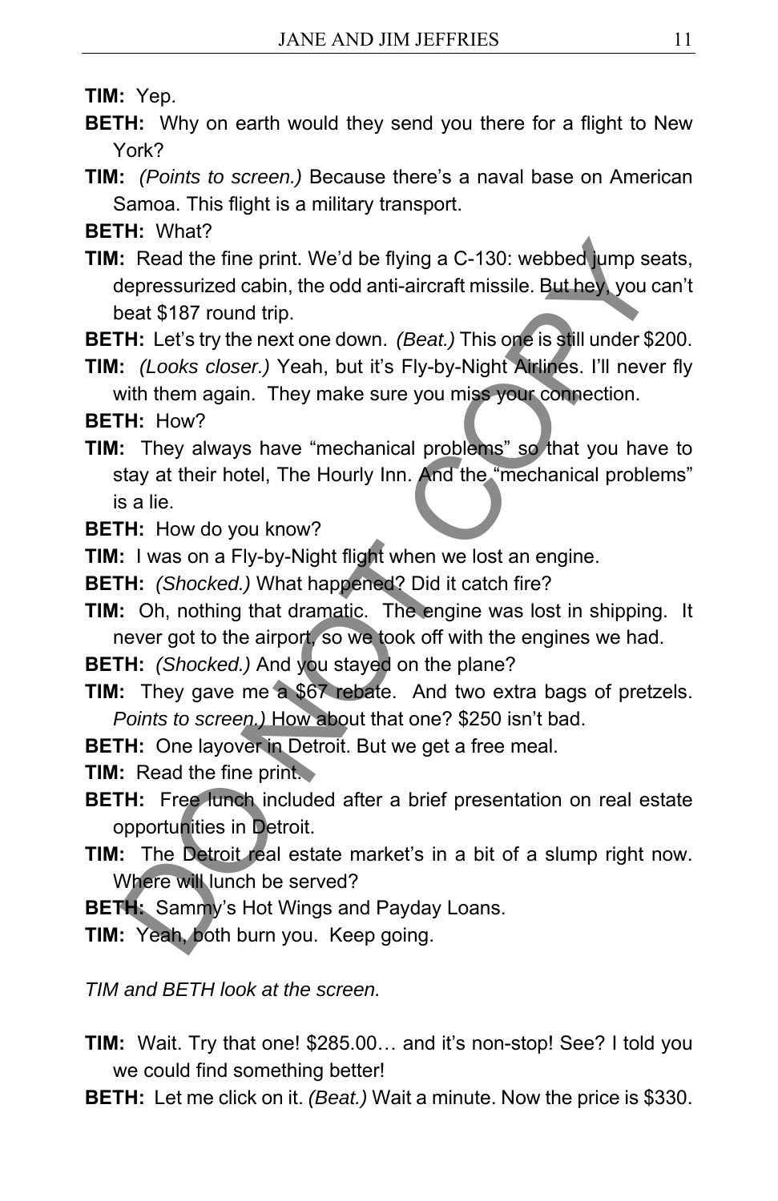**TIM:** Yep.

**BETH:** Why on earth would they send you there for a flight to New York?

**TIM:** *(Points to screen.)* Because there's a naval base on American Samoa. This flight is a military transport.

**BETH:** What?

**TIM:** Read the fine print. We'd be flying a C-130: webbed jump seats, depressurized cabin, the odd anti-aircraft missile. But hey, you can't beat $187 round trip.

**BETH:** Let's try the next one down. *(Beat.)* This one is still under $200.

**TIM:** *(Looks closer.)* Yeah, but it's Fly-by-Night Airlines. I'll never fly with them again. They make sure you miss your connection.

**BETH:** How?

**TIM:** They always have "mechanical problems" so that you have to stay at their hotel, The Hourly Inn. And the "mechanical problems" is a lie.

**BETH:** How do you know?

**TIM:** I was on a Fly-by-Night flight when we lost an engine.

**BETH:** *(Shocked.)* What happened? Did it catch fire?

**TIM:** Oh, nothing that dramatic. The engine was lost in shipping. It never got to the airport, so we took off with the engines we had.

**BETH:** *(Shocked.)* And you stayed on the plane?

**TIM:** They gave me a $67 rebate. And two extra bags of pretzels. *Points to screen.)* How about that one? $250 isn't bad.

**BETH:** One layover in Detroit. But we get a free meal.

**TIM:** Read the fine print.

**BETH:** Free lunch included after a brief presentation on real estate opportunities in Detroit.

**TIM:** The Detroit real estate market's in a bit of a slump right now. Where will lunch be served?

**BETH:** Sammy's Hot Wings and Payday Loans.

**TIM:** Yeah, both burn you. Keep going.

*TIM and BETH look at the screen.*

**TIM:** Wait. Try that one! $285.00… and it's non-stop! See? I told you we could find something better!

**BETH:** Let me click on it. *(Beat.)* Wait a minute. Now the price is $330.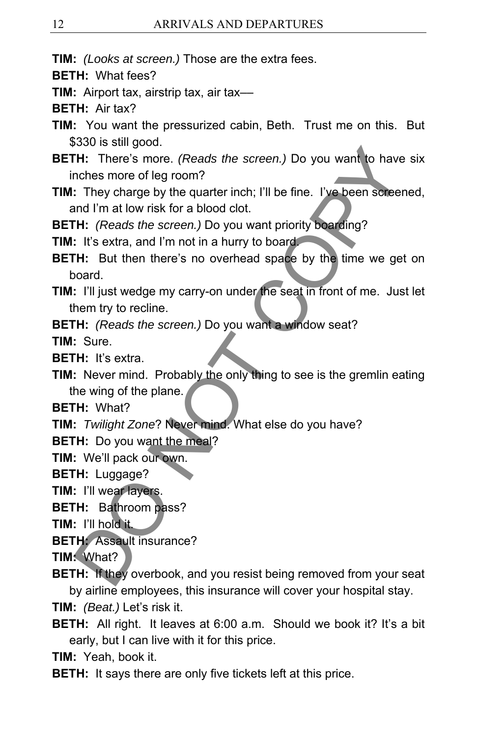**TIM:** *(Looks at screen.)* Those are the extra fees.

**BETH:** What fees?

**TIM:** Airport tax, airstrip tax, air tax—

**BETH:** Air tax?

**TIM:** You want the pressurized cabin, Beth. Trust me on this. But $330 is still good.

**BETH:** There's more. *(Reads the screen.)* Do you want to have six inches more of leg room?

**TIM:** They charge by the quarter inch; I'll be fine. I've been screened, and I'm at low risk for a blood clot.

**BETH:** *(Reads the screen.)* Do you want priority boarding?

**TIM:** It's extra, and I'm not in a hurry to board.

**BETH:** But then there's no overhead space by the time we get on board.

**TIM:** I'll just wedge my carry-on under the seat in front of me. Just let them try to recline.

**BETH:** *(Reads the screen.)* Do you want a window seat?

**TIM:** Sure.

**BETH:** It's extra.

**TIM:** Never mind. Probably the only thing to see is the gremlin eating the wing of the plane.

**BETH:** What?

**TIM:** *Twilight Zone*? Never mind. What else do you have?

**BETH:** Do you want the meal?

**TIM:** We'll pack our own.

**BETH:** Luggage?

**TIM:** I'll wear layers.

**BETH:** Bathroom pass?

**TIM:** I'll hold it.

**BETH:** Assault insurance?

**TIM:** What?

**BETH:** If they overbook, and you resist being removed from your seat by airline employees, this insurance will cover your hospital stay.

**TIM:** *(Beat.)* Let's risk it.

**BETH:** All right. It leaves at 6:00 a.m. Should we book it? It's a bit early, but I can live with it for this price.

**TIM:** Yeah, book it.

**BETH:** It says there are only five tickets left at this price.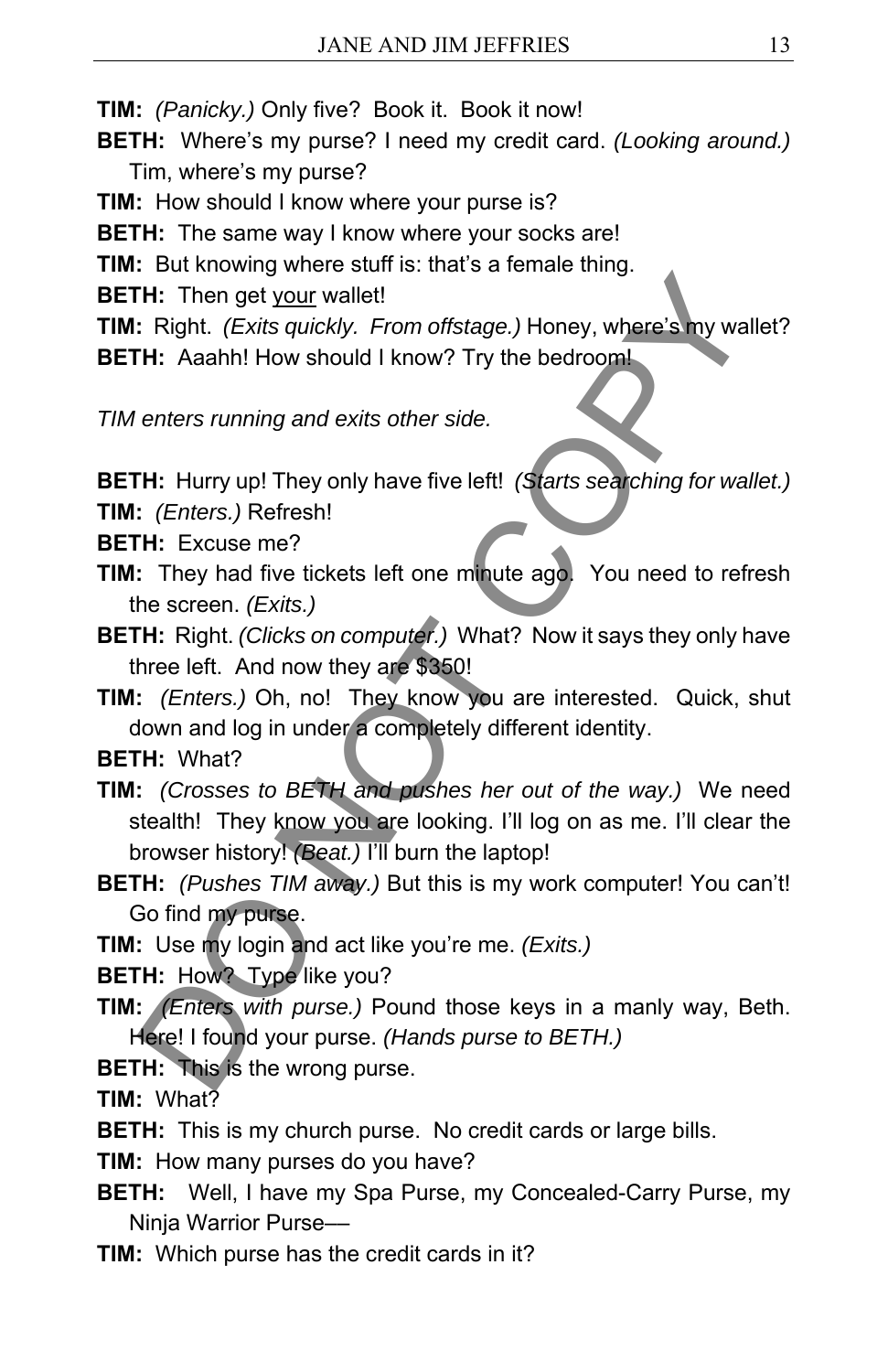**TIM:** *(Panicky.)* Only five? Book it. Book it now!

**BETH:** Where's my purse? I need my credit card. *(Looking around.)* Tim, where's my purse?

**TIM:** How should I know where your purse is?

**BETH:** The same way I know where your socks are!

**TIM:** But knowing where stuff is: that's a female thing.

**BETH:** Then get <u>your</u> wallet!

**TIM:** Right. *(Exits quickly. From offstage.)* Honey, where's my wallet?

**BETH:** Aaahh! How should I know? Try the bedroom!

*TIM enters running and exits other side.*

**BETH:** Hurry up! They only have five left! *(Starts searching for wallet.)*

**TIM:** *(Enters.)* Refresh!

**BETH:** Excuse me?

**TIM:** They had five tickets left one minute ago. You need to refresh the screen. *(Exits.)*

**BETH:** Right. *(Clicks on computer.)* What? Now it says they only have three left. And now they are $350!

**TIM:** *(Enters.)* Oh, no! They know you are interested. Quick, shut down and log in under a completely different identity.

**BETH:** What?

**TIM:** *(Crosses to BETH and pushes her out of the way.)* We need stealth! They know you are looking. I'll log on as me. I'll clear the browser history! *(Beat.)* I'll burn the laptop!

**BETH:** *(Pushes TIM away.)* But this is my work computer! You can't! Go find my purse.

**TIM:** Use my login and act like you're me. *(Exits.)*

**BETH:** How? Type like you?

**TIM:** *(Enters with purse.)* Pound those keys in a manly way, Beth. Here! I found your purse. *(Hands purse to BETH.)*

**BETH:** This is the wrong purse.

**TIM:** What?

**BETH:** This is my church purse. No credit cards or large bills.

**TIM:** How many purses do you have?

**BETH:** Well, I have my Spa Purse, my Concealed-Carry Purse, my Ninja Warrior Purse––

**TIM:** Which purse has the credit cards in it?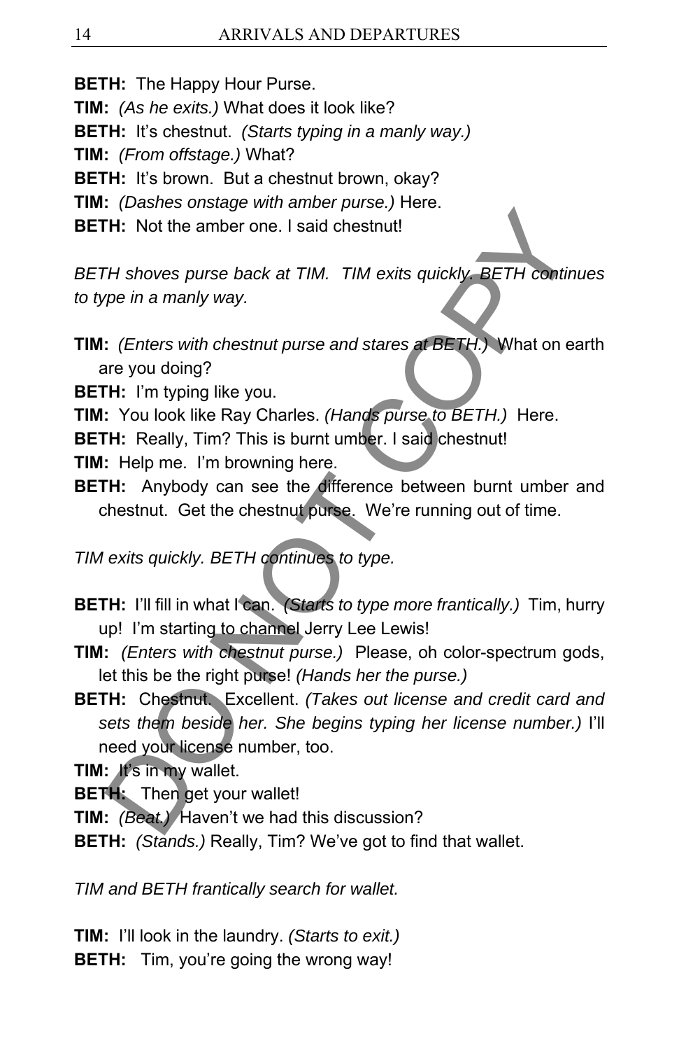**BETH:** The Happy Hour Purse.

**TIM:** *(As he exits.)* What does it look like?

**BETH:** It's chestnut. *(Starts typing in a manly way.)*

**TIM:** *(From offstage.)* What?

**BETH:** It's brown. But a chestnut brown, okay?

**TIM:** *(Dashes onstage with amber purse.)* Here.

**BETH:** Not the amber one. I said chestnut!

*BETH shoves purse back at TIM. TIM exits quickly. BETH continues to type in a manly way.*

**TIM:** *(Enters with chestnut purse and stares at BETH.)* What on earth are you doing?

**BETH:** I'm typing like you.

**TIM:** You look like Ray Charles. *(Hands purse to BETH.)* Here.

**BETH:** Really, Tim? This is burnt umber. I said chestnut!

**TIM:** Help me. I'm browning here.

**BETH:** Anybody can see the difference between burnt umber and chestnut. Get the chestnut purse. We're running out of time.

*TIM exits quickly. BETH continues to type.*

**BETH:** I'll fill in what I can. *(Starts to type more frantically.)* Tim, hurry up! I'm starting to channel Jerry Lee Lewis!

**TIM:** *(Enters with chestnut purse.)* Please, oh color-spectrum gods, let this be the right purse! *(Hands her the purse.)*

**BETH:** Chestnut. Excellent. *(Takes out license and credit card and sets them beside her. She begins typing her license number.)* I'll need your license number, too.

**TIM:** It's in my wallet.

**BETH:** Then get your wallet!

**TIM:** *(Beat.)* Haven't we had this discussion?

**BETH:** *(Stands.)* Really, Tim? We've got to find that wallet.

*TIM and BETH frantically search for wallet.*

**TIM:** I'll look in the laundry. *(Starts to exit.)*

**BETH:** Tim, you're going the wrong way!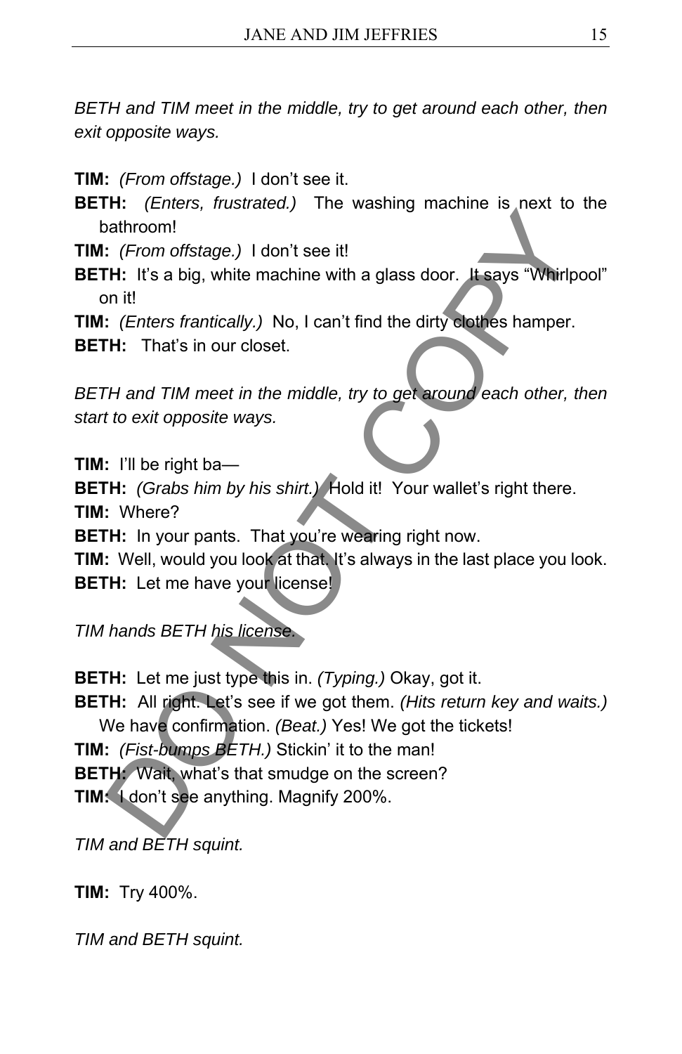*BETH and TIM meet in the middle, try to get around each other, then exit opposite ways.*

**TIM:** *(From offstage.)* I don't see it.

**BETH:** *(Enters, frustrated.)* The washing machine is next to the bathroom!

**TIM:** *(From offstage.)* I don't see it!

**BETH:** It's a big, white machine with a glass door. It says "Whirlpool" on it!

**TIM:** *(Enters frantically.)* No, I can't find the dirty clothes hamper.

**BETH:** That's in our closet.

*BETH and TIM meet in the middle, try to get around each other, then start to exit opposite ways.*

**TIM:** I'll be right ba—

**BETH:** *(Grabs him by his shirt.)* Hold it! Your wallet's right there.

**TIM:** Where?

**BETH:** In your pants. That you're wearing right now.

**TIM:** Well, would you look at that. It's always in the last place you look.

**BETH:** Let me have your license!

*TIM hands BETH his license.*

**BETH:** Let me just type this in. *(Typing.)* Okay, got it.

**BETH:** All right. Let's see if we got them. *(Hits return key and waits.)* We have confirmation. *(Beat.)* Yes! We got the tickets!

**TIM:** *(Fist-bumps BETH.)* Stickin' it to the man!

**BETH:** Wait, what's that smudge on the screen?

**TIM:** I don't see anything. Magnify 200%.

*TIM and BETH squint.*

**TIM:** Try 400%.

*TIM and BETH squint.*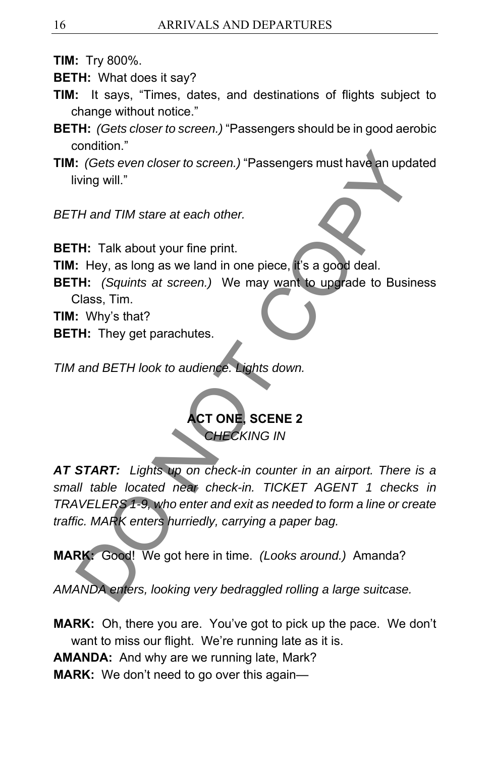**TIM:** Try 800%.

**BETH:** What does it say?

**TIM:** It says, "Times, dates, and destinations of flights subject to change without notice."

**BETH:** *(Gets closer to screen.)* "Passengers should be in good aerobic condition."

**TIM:** *(Gets even closer to screen.)* "Passengers must have an updated living will."

*BETH and TIM stare at each other.*

**BETH:** Talk about your fine print.

**TIM:** Hey, as long as we land in one piece, it's a good deal.

**BETH:** *(Squints at screen.)* We may want to upgrade to Business Class, Tim.

**TIM:** Why's that?

**BETH:** They get parachutes.

*TIM and BETH look to audience. Lights down.*

## ACT ONE, SCENE 2

*CHECKING IN*

***AT START:*** *Lights up on check-in counter in an airport. There is a small table located near check-in. TICKET AGENT 1 checks in TRAVELERS 1-9, who enter and exit as needed to form a line or create traffic. MARK enters hurriedly, carrying a paper bag.*

**MARK:** Good! We got here in time. *(Looks around.)* Amanda?

*AMANDA enters, looking very bedraggled rolling a large suitcase.*

**MARK:** Oh, there you are. You've got to pick up the pace. We don't want to miss our flight. We're running late as it is.

**AMANDA:** And why are we running late, Mark?

**MARK:** We don't need to go over this again—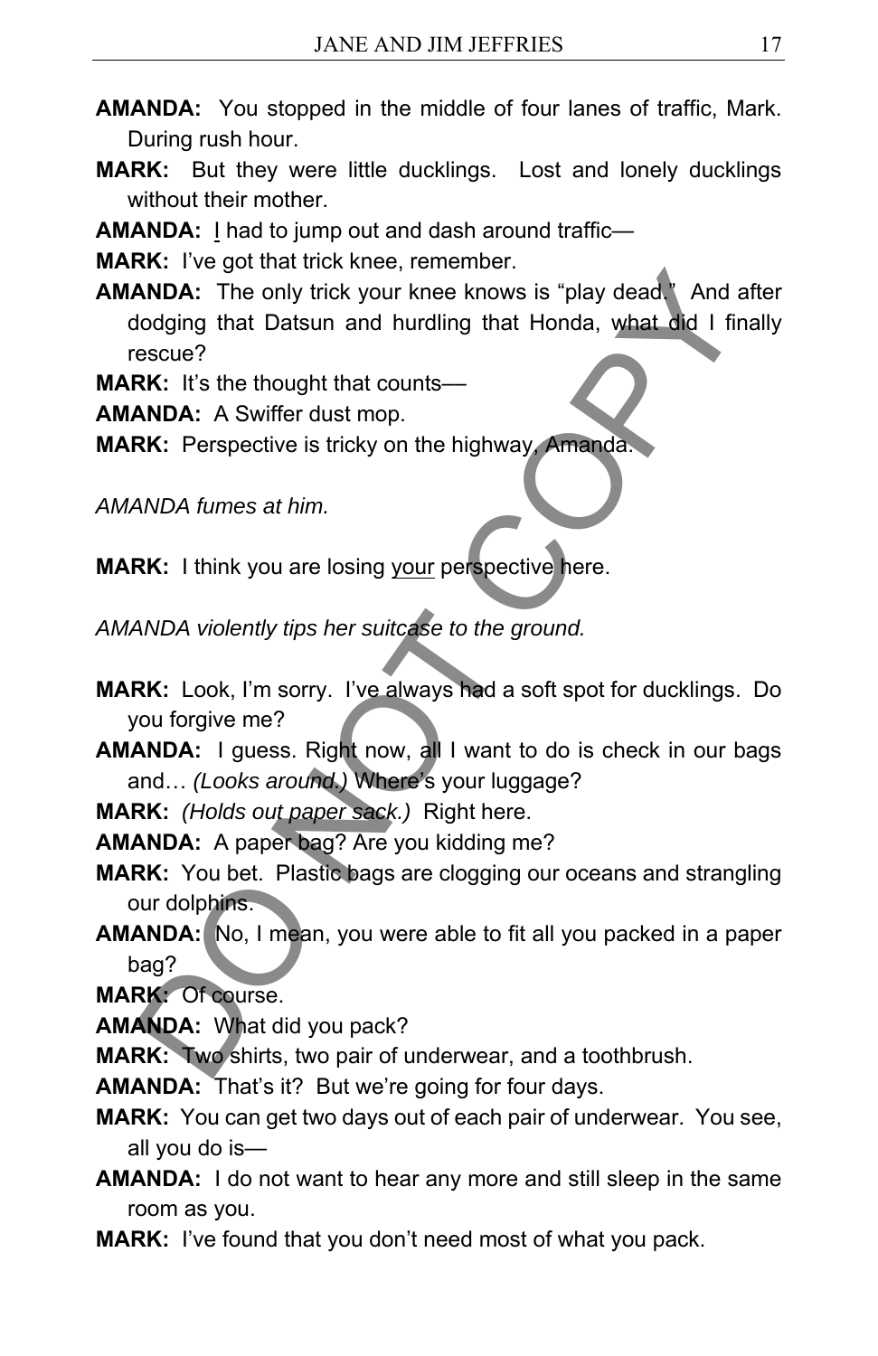**AMANDA:** You stopped in the middle of four lanes of traffic, Mark. During rush hour.

**MARK:** But they were little ducklings. Lost and lonely ducklings without their mother.

**AMANDA:** I had to jump out and dash around traffic—

**MARK:** I've got that trick knee, remember.

**AMANDA:** The only trick your knee knows is "play dead." And after dodging that Datsun and hurdling that Honda, what did I finally rescue?

**MARK:** It's the thought that counts—

**AMANDA:** A Swiffer dust mop.

**MARK:** Perspective is tricky on the highway, Amanda.

*AMANDA fumes at him.*

**MARK:** I think you are losing your perspective here.

*AMANDA violently tips her suitcase to the ground.*

**MARK:** Look, I'm sorry. I've always had a soft spot for ducklings. Do you forgive me?

**AMANDA:** I guess. Right now, all I want to do is check in our bags and… *(Looks around.)* Where's your luggage?

**MARK:** *(Holds out paper sack.)* Right here.

**AMANDA:** A paper bag? Are you kidding me?

**MARK:** You bet. Plastic bags are clogging our oceans and strangling our dolphins.

**AMANDA:** No, I mean, you were able to fit all you packed in a paper bag?

**MARK:** Of course.

**AMANDA:** What did you pack?

**MARK:** Two shirts, two pair of underwear, and a toothbrush.

**AMANDA:** That's it? But we're going for four days.

**MARK:** You can get two days out of each pair of underwear. You see, all you do is—

**AMANDA:** I do not want to hear any more and still sleep in the same room as you.

**MARK:** I've found that you don't need most of what you pack.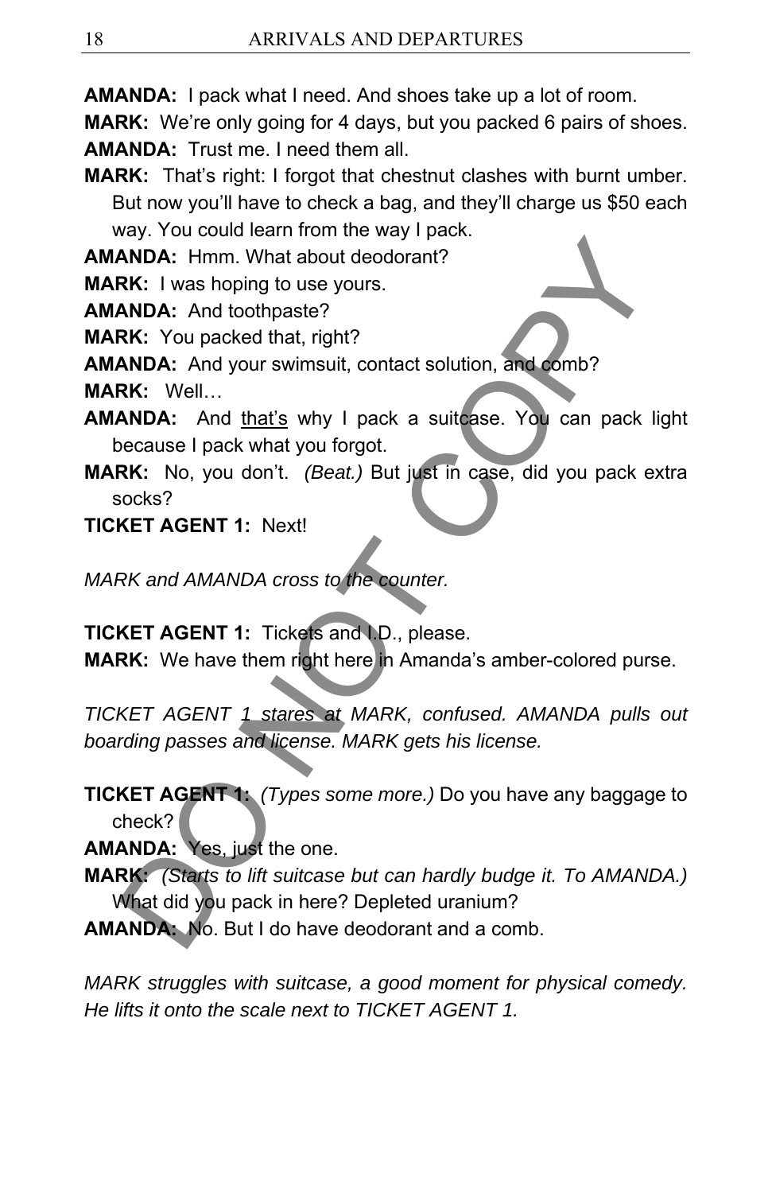**AMANDA:** I pack what I need. And shoes take up a lot of room.

**MARK:** We're only going for 4 days, but you packed 6 pairs of shoes.

**AMANDA:** Trust me. I need them all.

**MARK:** That's right: I forgot that chestnut clashes with burnt umber. But now you'll have to check a bag, and they'll charge us $50 each way. You could learn from the way I pack.

**AMANDA:** Hmm. What about deodorant?

**MARK:** I was hoping to use yours.

**AMANDA:** And toothpaste?

**MARK:** You packed that, right?

**AMANDA:** And your swimsuit, contact solution, and comb?

**MARK:** Well…

**AMANDA:** And <u>that's</u> why I pack a suitcase. You can pack light because I pack what you forgot.

**MARK:** No, you don't. *(Beat.)* But just in case, did you pack extra socks?

**TICKET AGENT 1:** Next!

*MARK and AMANDA cross to the counter.*

**TICKET AGENT 1:** Tickets and I.D., please.

**MARK:** We have them right here in Amanda's amber-colored purse.

*TICKET AGENT 1 stares at MARK, confused. AMANDA pulls out boarding passes and license. MARK gets his license.*

**TICKET AGENT 1:** *(Types some more.)* Do you have any baggage to check?

**AMANDA:** Yes, just the one.

**MARK:** *(Starts to lift suitcase but can hardly budge it. To AMANDA.)* What did you pack in here? Depleted uranium?

**AMANDA:** No. But I do have deodorant and a comb.

*MARK struggles with suitcase, a good moment for physical comedy. He lifts it onto the scale next to TICKET AGENT 1.*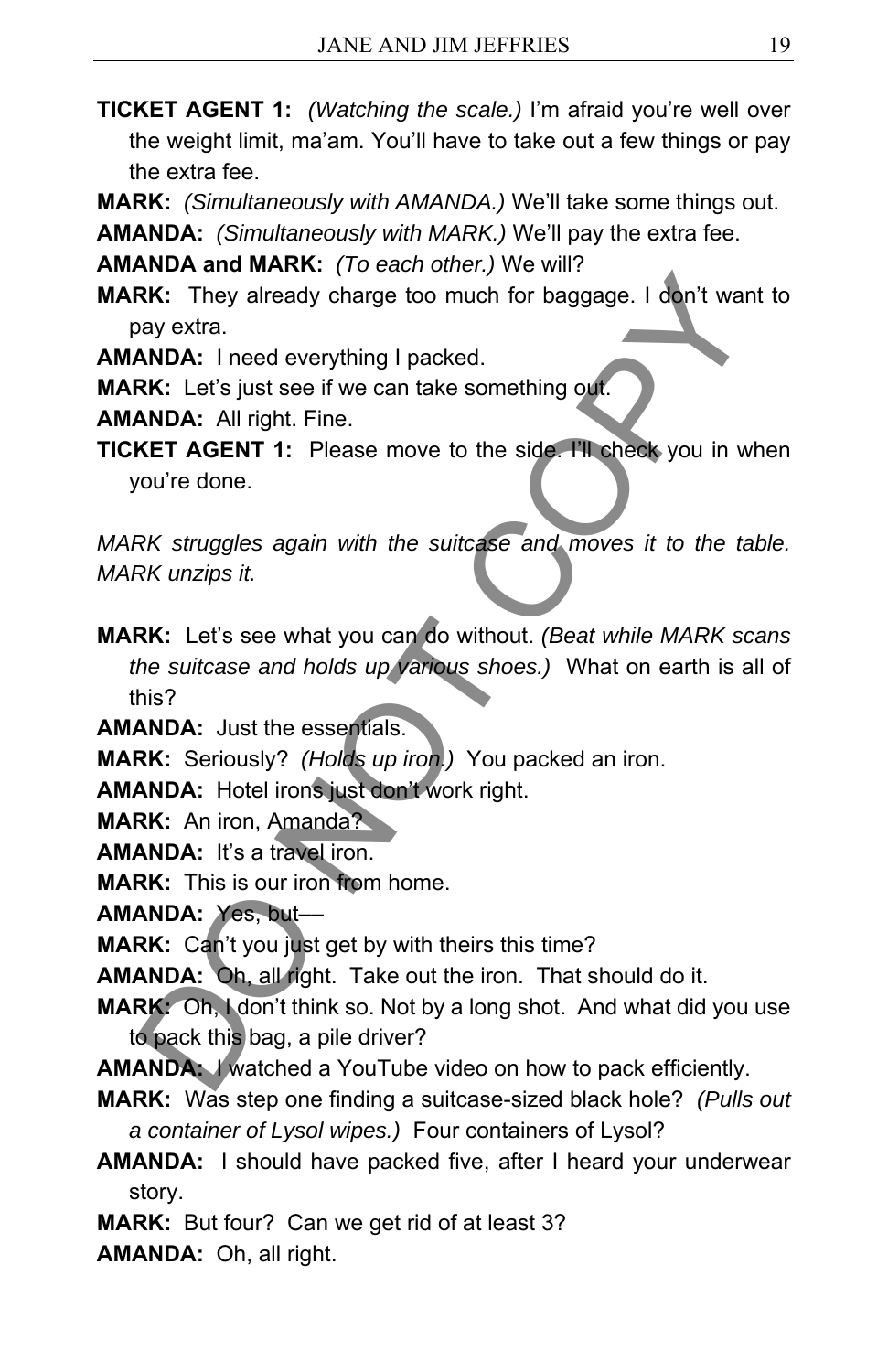**TICKET AGENT 1:** *(Watching the scale.)* I'm afraid you're well over the weight limit, ma'am. You'll have to take out a few things or pay the extra fee.

**MARK:** *(Simultaneously with AMANDA.)* We'll take some things out.

**AMANDA:** *(Simultaneously with MARK.)* We'll pay the extra fee.

**AMANDA and MARK:** *(To each other.)* We will?

**MARK:** They already charge too much for baggage. I don't want to pay extra.

**AMANDA:** I need everything I packed.

**MARK:** Let's just see if we can take something out.

**AMANDA:** All right. Fine.

**TICKET AGENT 1:** Please move to the side. I'll check you in when you're done.

*MARK struggles again with the suitcase and moves it to the table. MARK unzips it.*

**MARK:** Let's see what you can do without. *(Beat while MARK scans the suitcase and holds up various shoes.)* What on earth is all of this?

**AMANDA:** Just the essentials.

**MARK:** Seriously? *(Holds up iron.)* You packed an iron.

**AMANDA:** Hotel irons just don't work right.

**MARK:** An iron, Amanda?

**AMANDA:** It's a travel iron.

**MARK:** This is our iron from home.

**AMANDA:** Yes, but—

**MARK:** Can't you just get by with theirs this time?

**AMANDA:** Oh, all right. Take out the iron. That should do it.

**MARK:** Oh, I don't think so. Not by a long shot. And what did you use to pack this bag, a pile driver?

**AMANDA:** I watched a YouTube video on how to pack efficiently.

**MARK:** Was step one finding a suitcase-sized black hole? *(Pulls out a container of Lysol wipes.)* Four containers of Lysol?

**AMANDA:** I should have packed five, after I heard your underwear story.

**MARK:** But four? Can we get rid of at least 3?

**AMANDA:** Oh, all right.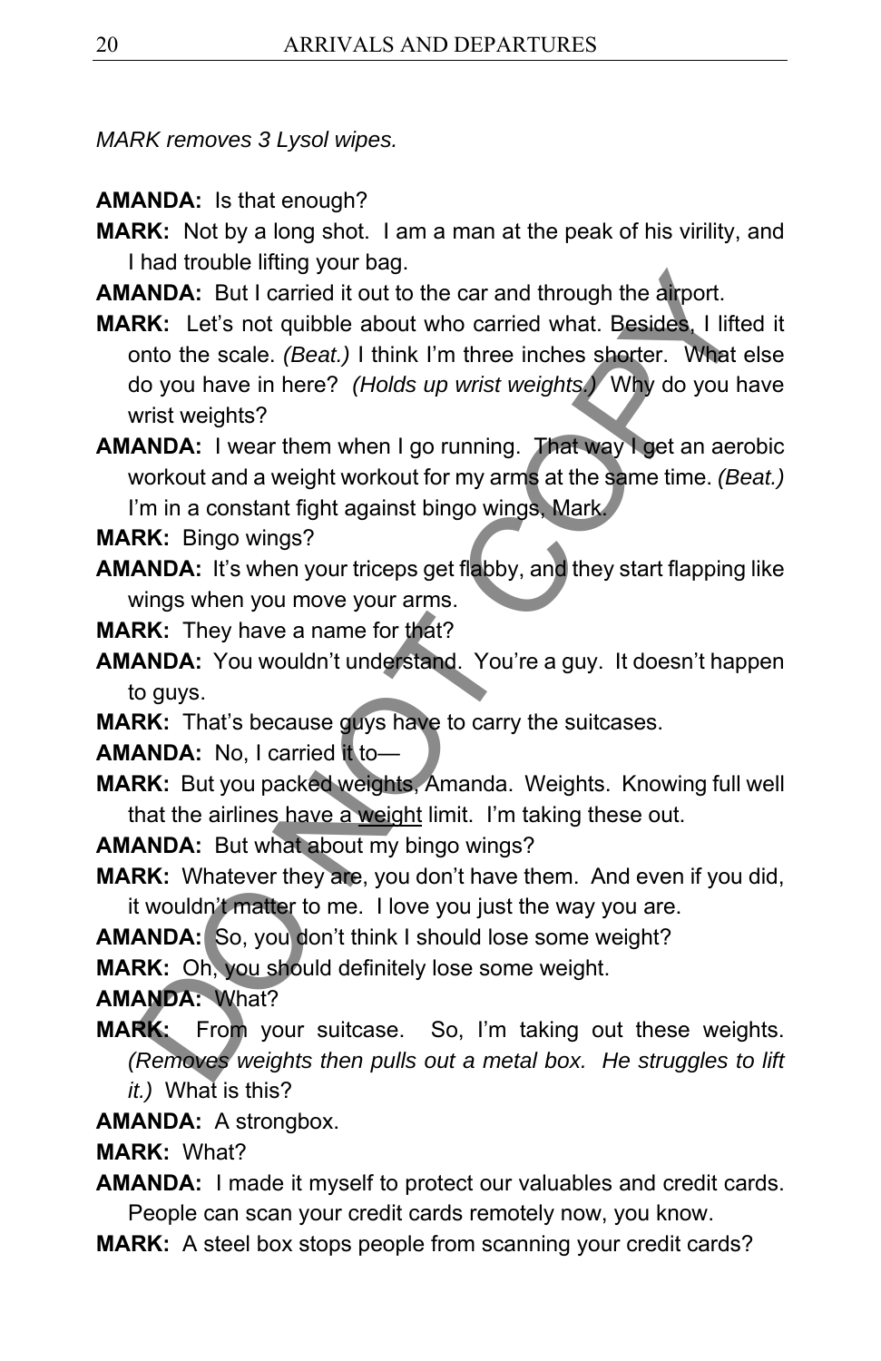*MARK removes 3 Lysol wipes.*

**AMANDA:** Is that enough?

**MARK:** Not by a long shot. I am a man at the peak of his virility, and I had trouble lifting your bag.

**AMANDA:** But I carried it out to the car and through the airport.

**MARK:** Let's not quibble about who carried what. Besides, I lifted it onto the scale. *(Beat.)* I think I'm three inches shorter. What else do you have in here? *(Holds up wrist weights.)* Why do you have wrist weights?

**AMANDA:** I wear them when I go running. That way I get an aerobic workout and a weight workout for my arms at the same time. *(Beat.)* I'm in a constant fight against bingo wings, Mark.

**MARK:** Bingo wings?

**AMANDA:** It's when your triceps get flabby, and they start flapping like wings when you move your arms.

**MARK:** They have a name for that?

**AMANDA:** You wouldn't understand. You're a guy. It doesn't happen to guys.

**MARK:** That's because guys have to carry the suitcases.

**AMANDA:** No, I carried it to—

**MARK:** But you packed weights, Amanda. Weights. Knowing full well that the airlines have a <u>weight</u> limit. I'm taking these out.

**AMANDA:** But what about my bingo wings?

**MARK:** Whatever they are, you don't have them. And even if you did, it wouldn't matter to me. I love you just the way you are.

**AMANDA:** So, you don't think I should lose some weight?

**MARK:** Oh, you should definitely lose some weight.

**AMANDA:** What?

**MARK:** From your suitcase. So, I'm taking out these weights. *(Removes weights then pulls out a metal box. He struggles to lift it.)* What is this?

**AMANDA:** A strongbox.

**MARK:** What?

**AMANDA:** I made it myself to protect our valuables and credit cards. People can scan your credit cards remotely now, you know.

**MARK:** A steel box stops people from scanning your credit cards?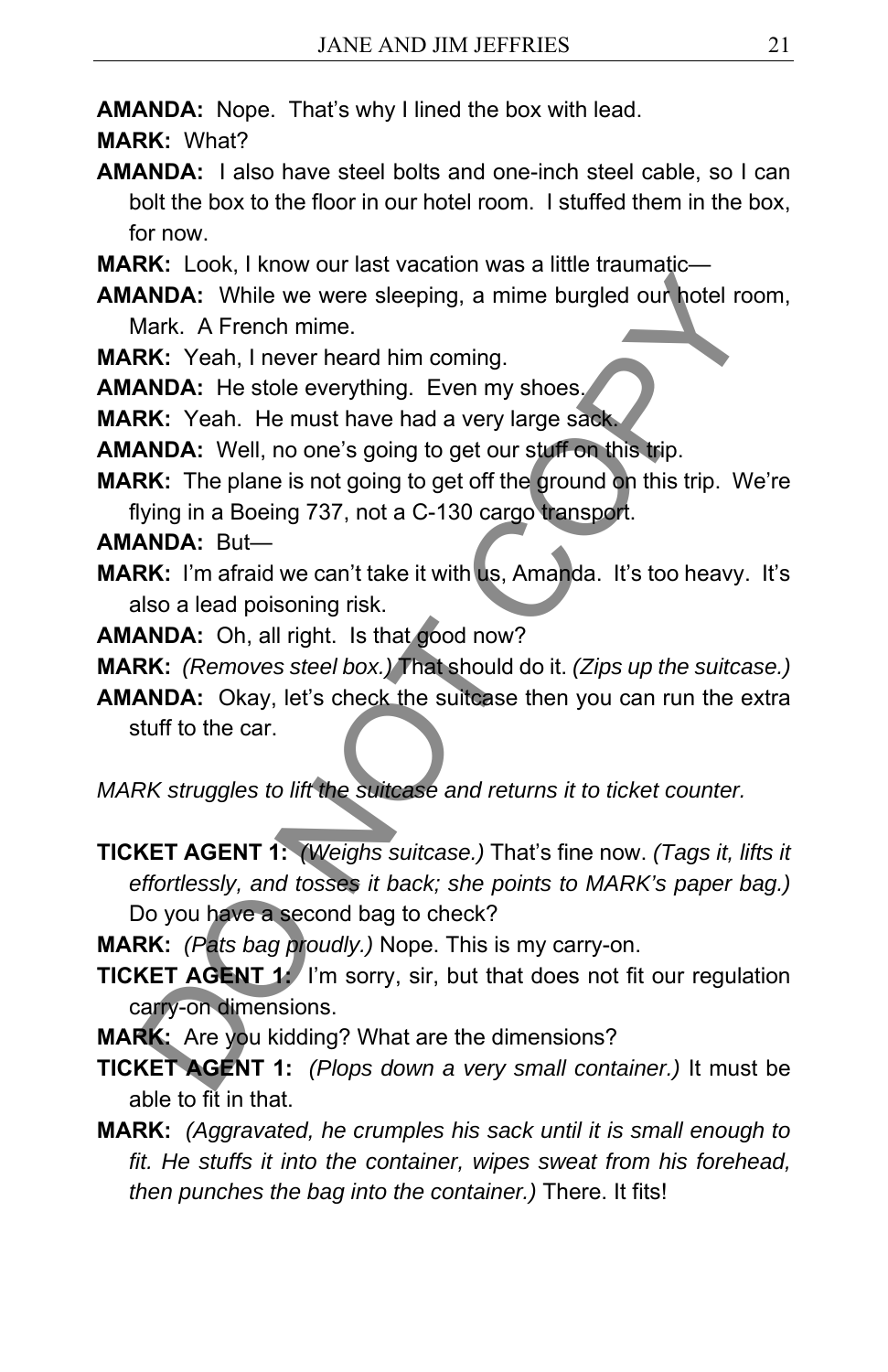**AMANDA:** Nope. That's why I lined the box with lead.

**MARK:** What?

**AMANDA:** I also have steel bolts and one-inch steel cable, so I can bolt the box to the floor in our hotel room. I stuffed them in the box, for now.

**MARK:** Look, I know our last vacation was a little traumatic—

**AMANDA:** While we were sleeping, a mime burgled our hotel room, Mark. A French mime.

**MARK:** Yeah, I never heard him coming.

**AMANDA:** He stole everything. Even my shoes.

**MARK:** Yeah. He must have had a very large sack.

**AMANDA:** Well, no one's going to get our stuff on this trip.

**MARK:** The plane is not going to get off the ground on this trip. We're flying in a Boeing 737, not a C-130 cargo transport.

**AMANDA:** But—

**MARK:** I'm afraid we can't take it with us, Amanda. It's too heavy. It's also a lead poisoning risk.

**AMANDA:** Oh, all right. Is that good now?

**MARK:** *(Removes steel box.)* That should do it. *(Zips up the suitcase.)*

**AMANDA:** Okay, let's check the suitcase then you can run the extra stuff to the car.

*MARK struggles to lift the suitcase and returns it to ticket counter.*

**TICKET AGENT 1:** *(Weighs suitcase.)* That's fine now. *(Tags it, lifts it effortlessly, and tosses it back; she points to MARK's paper bag.)* Do you have a second bag to check?

**MARK:** *(Pats bag proudly.)* Nope. This is my carry-on.

**TICKET AGENT 1:** I'm sorry, sir, but that does not fit our regulation carry-on dimensions.

**MARK:** Are you kidding? What are the dimensions?

**TICKET AGENT 1:** *(Plops down a very small container.)* It must be able to fit in that.

**MARK:** *(Aggravated, he crumples his sack until it is small enough to fit. He stuffs it into the container, wipes sweat from his forehead, then punches the bag into the container.)* There. It fits!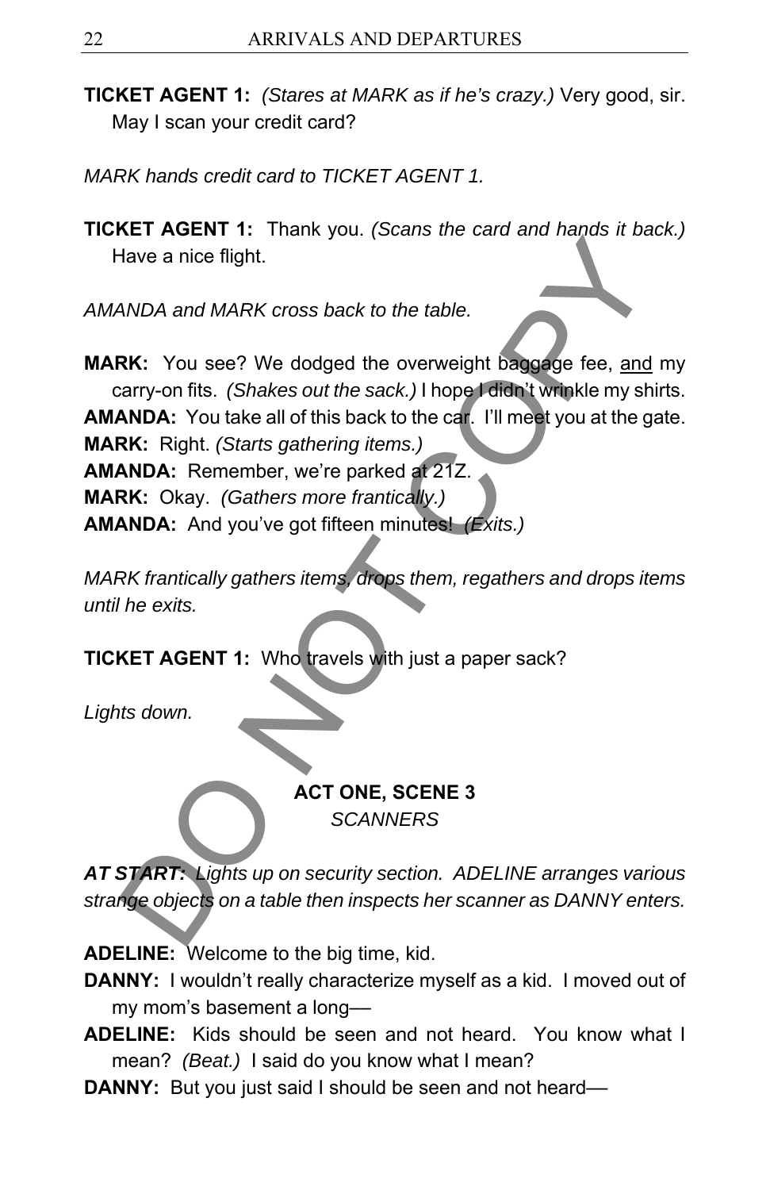**TICKET AGENT 1:** *(Stares at MARK as if he's crazy.)* Very good, sir. May I scan your credit card?

*MARK hands credit card to TICKET AGENT 1.*

**TICKET AGENT 1:** Thank you. *(Scans the card and hands it back.)* Have a nice flight.

*AMANDA and MARK cross back to the table.*

**MARK:** You see? We dodged the overweight baggage fee, and my carry-on fits. *(Shakes out the sack.)* I hope I didn't wrinkle my shirts.
**AMANDA:** You take all of this back to the car. I'll meet you at the gate.
**MARK:** Right. *(Starts gathering items.)*
**AMANDA:** Remember, we're parked at 21Z.
**MARK:** Okay. *(Gathers more frantically.)*
**AMANDA:** And you've got fifteen minutes! *(Exits.)*

*MARK frantically gathers items, drops them, regathers and drops items until he exits.*

**TICKET AGENT 1:** Who travels with just a paper sack?

*Lights down.*

## ACT ONE, SCENE 3
*SCANNERS*

***AT START:*** *Lights up on security section. ADELINE arranges various strange objects on a table then inspects her scanner as DANNY enters.*

**ADELINE:** Welcome to the big time, kid.
**DANNY:** I wouldn't really characterize myself as a kid. I moved out of my mom's basement a long—
**ADELINE:** Kids should be seen and not heard. You know what I mean? *(Beat.)* I said do you know what I mean?
**DANNY:** But you just said I should be seen and not heard—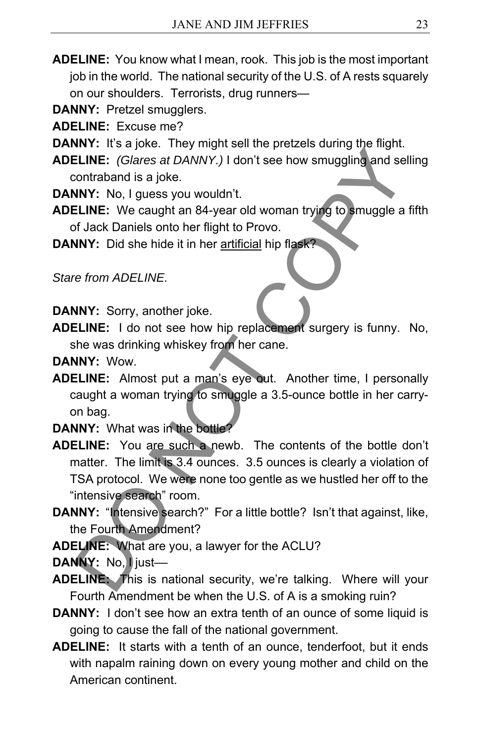**ADELINE:** You know what I mean, rook. This job is the most important job in the world. The national security of the U.S. of A rests squarely on our shoulders. Terrorists, drug runners—

**DANNY:** Pretzel smugglers.

**ADELINE:** Excuse me?

**DANNY:** It's a joke. They might sell the pretzels during the flight.

**ADELINE:** *(Glares at DANNY.)* I don't see how smuggling and selling contraband is a joke.

**DANNY:** No, I guess you wouldn't.

**ADELINE:** We caught an 84-year old woman trying to smuggle a fifth of Jack Daniels onto her flight to Provo.

**DANNY:** Did she hide it in her <u>artificial</u> hip flask?

*Stare from ADELINE.*

**DANNY:** Sorry, another joke.

**ADELINE:** I do not see how hip replacement surgery is funny. No, she was drinking whiskey from her cane.

**DANNY:** Wow.

**ADELINE:** Almost put a man's eye out. Another time, I personally caught a woman trying to smuggle a 3.5-ounce bottle in her carry-on bag.

**DANNY:** What was in the bottle?

**ADELINE:** You are such a newb. The contents of the bottle don't matter. The limit is 3.4 ounces. 3.5 ounces is clearly a violation of TSA protocol. We were none too gentle as we hustled her off to the "intensive search" room.

**DANNY:** "Intensive search?" For a little bottle? Isn't that against, like, the Fourth Amendment?

**ADELINE:** What are you, a lawyer for the ACLU?

**DANNY:** No, I just—

**ADELINE:** This is national security, we're talking. Where will your Fourth Amendment be when the U.S. of A is a smoking ruin?

**DANNY:** I don't see how an extra tenth of an ounce of some liquid is going to cause the fall of the national government.

**ADELINE:** It starts with a tenth of an ounce, tenderfoot, but it ends with napalm raining down on every young mother and child on the American continent.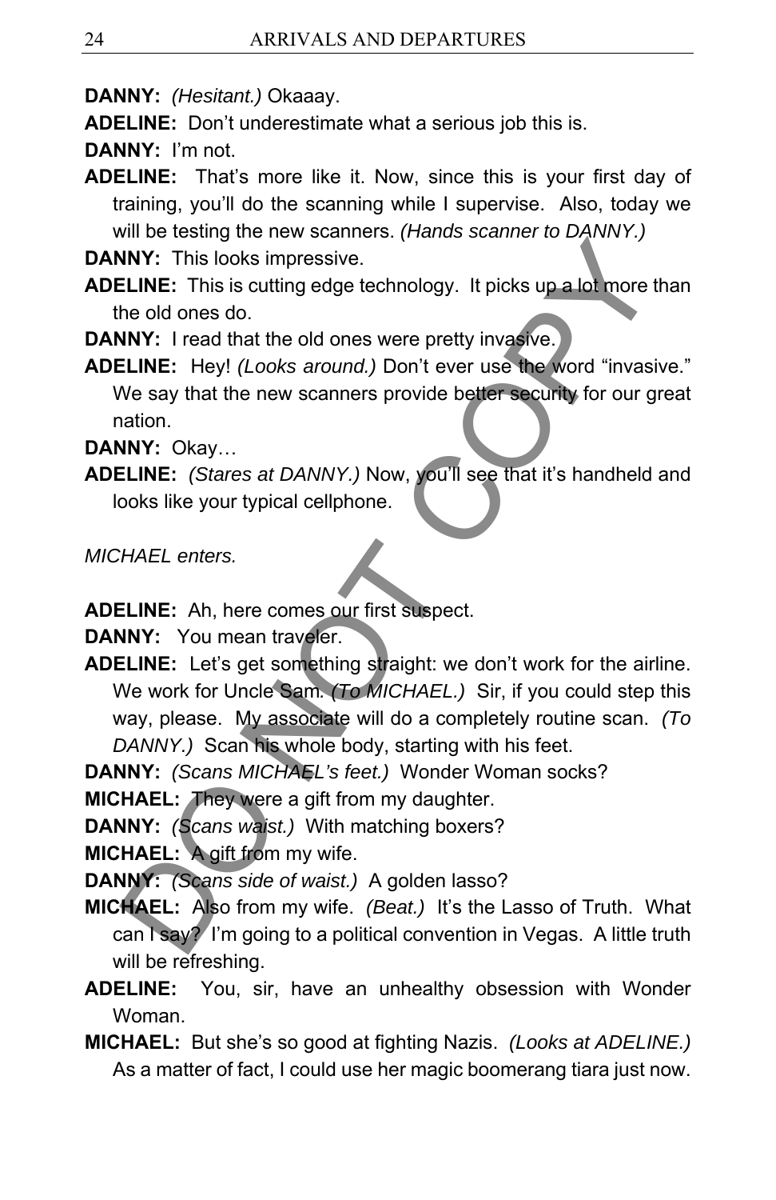**DANNY:** *(Hesitant.)* Okaaay.

**ADELINE:** Don't underestimate what a serious job this is.

**DANNY:** I'm not.

**ADELINE:** That's more like it. Now, since this is your first day of training, you'll do the scanning while I supervise. Also, today we will be testing the new scanners. *(Hands scanner to DANNY.)*

**DANNY:** This looks impressive.

**ADELINE:** This is cutting edge technology. It picks up a lot more than the old ones do.

**DANNY:** I read that the old ones were pretty invasive.

**ADELINE:** Hey! *(Looks around.)* Don't ever use the word "invasive." We say that the new scanners provide better security for our great nation.

**DANNY:** Okay…

**ADELINE:** *(Stares at DANNY.)* Now, you'll see that it's handheld and looks like your typical cellphone.

*MICHAEL enters.*

**ADELINE:** Ah, here comes our first suspect.

**DANNY:** You mean traveler.

**ADELINE:** Let's get something straight: we don't work for the airline. We work for Uncle Sam. *(To MICHAEL.)* Sir, if you could step this way, please. My associate will do a completely routine scan. *(To DANNY.)* Scan his whole body, starting with his feet.

**DANNY:** *(Scans MICHAEL's feet.)* Wonder Woman socks?

**MICHAEL:** They were a gift from my daughter.

**DANNY:** *(Scans waist.)* With matching boxers?

**MICHAEL:** A gift from my wife.

**DANNY:** *(Scans side of waist.)* A golden lasso?

**MICHAEL:** Also from my wife. *(Beat.)* It's the Lasso of Truth. What can I say? I'm going to a political convention in Vegas. A little truth will be refreshing.

**ADELINE:** You, sir, have an unhealthy obsession with Wonder Woman.

**MICHAEL:** But she's so good at fighting Nazis. *(Looks at ADELINE.)* As a matter of fact, I could use her magic boomerang tiara just now.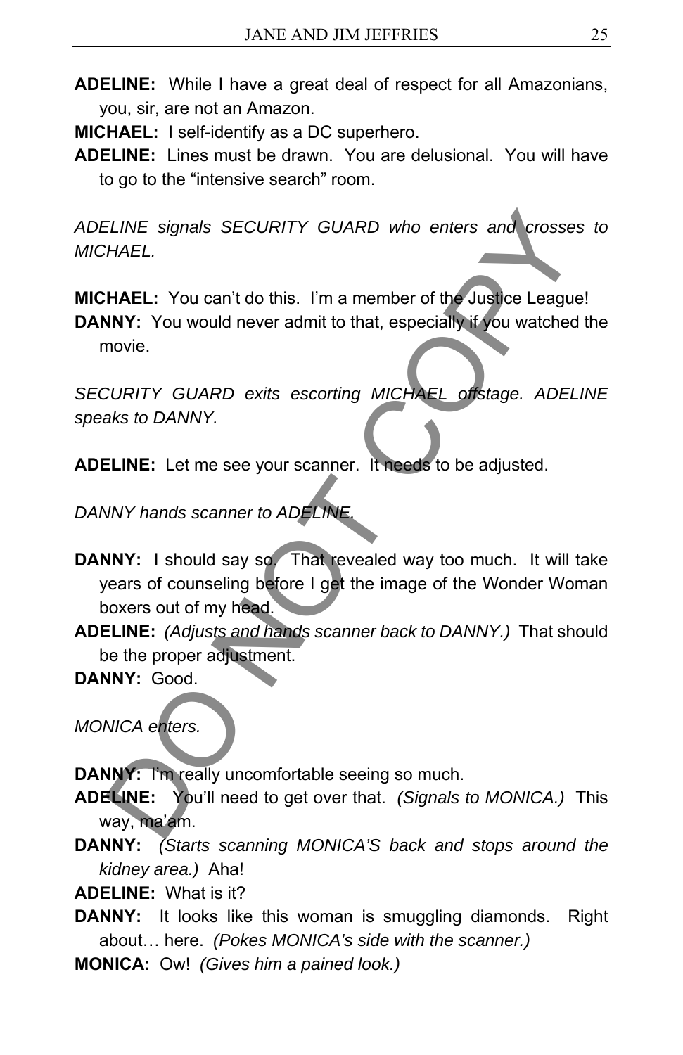**ADELINE:** While I have a great deal of respect for all Amazonians, you, sir, are not an Amazon.

**MICHAEL:** I self-identify as a DC superhero.

**ADELINE:** Lines must be drawn. You are delusional. You will have to go to the "intensive search" room.

*ADELINE signals SECURITY GUARD who enters and crosses to MICHAEL.*

**MICHAEL:** You can't do this. I'm a member of the Justice League!

**DANNY:** You would never admit to that, especially if you watched the movie.

*SECURITY GUARD exits escorting MICHAEL offstage. ADELINE speaks to DANNY.*

**ADELINE:** Let me see your scanner. It needs to be adjusted.

*DANNY hands scanner to ADELINE.*

**DANNY:** I should say so. That revealed way too much. It will take years of counseling before I get the image of the Wonder Woman boxers out of my head.

**ADELINE:** *(Adjusts and hands scanner back to DANNY.)* That should be the proper adjustment.

**DANNY:** Good.

*MONICA enters.*

**DANNY:** I'm really uncomfortable seeing so much.

**ADELINE:** You'll need to get over that. *(Signals to MONICA.)* This way, ma'am.

**DANNY:** *(Starts scanning MONICA'S back and stops around the kidney area.)* Aha!

**ADELINE:** What is it?

**DANNY:** It looks like this woman is smuggling diamonds. Right about… here. *(Pokes MONICA's side with the scanner.)*

**MONICA:** Ow! *(Gives him a pained look.)*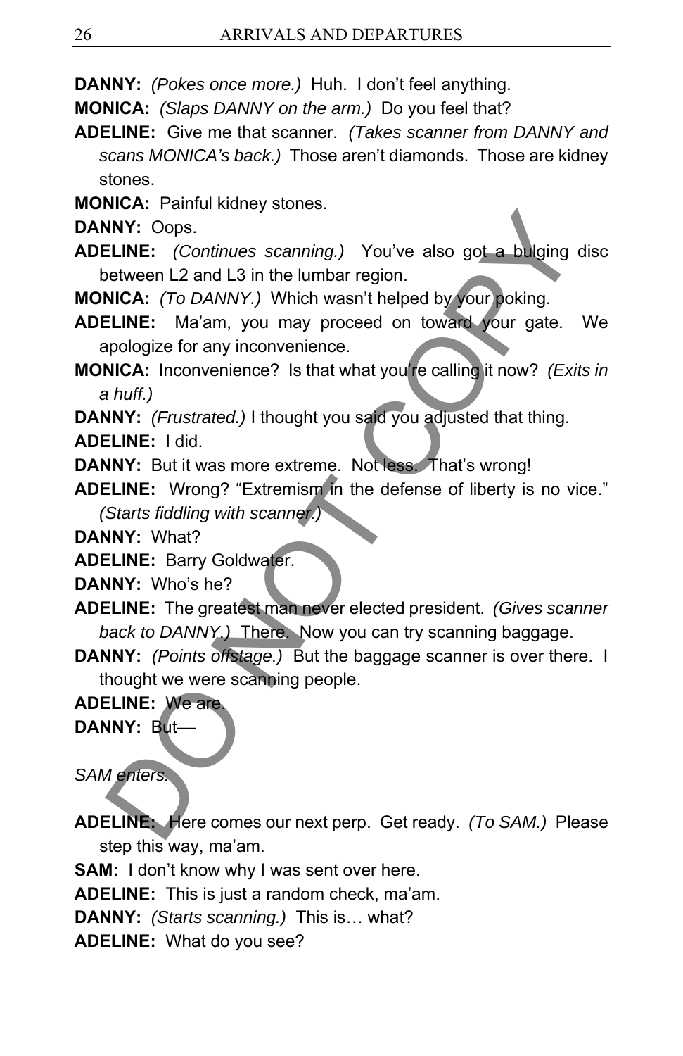**DANNY:** *(Pokes once more.)* Huh. I don't feel anything.

**MONICA:** *(Slaps DANNY on the arm.)* Do you feel that?

**ADELINE:** Give me that scanner. *(Takes scanner from DANNY and scans MONICA's back.)* Those aren't diamonds. Those are kidney stones.

**MONICA:** Painful kidney stones.

**DANNY:** Oops.

**ADELINE:** *(Continues scanning.)* You've also got a bulging disc between L2 and L3 in the lumbar region.

**MONICA:** *(To DANNY.)* Which wasn't helped by your poking.

**ADELINE:** Ma'am, you may proceed on toward your gate. We apologize for any inconvenience.

**MONICA:** Inconvenience? Is that what you're calling it now? *(Exits in a huff.)*

**DANNY:** *(Frustrated.)* I thought you said you adjusted that thing.

**ADELINE:** I did.

**DANNY:** But it was more extreme. Not less. That's wrong!

**ADELINE:** Wrong? "Extremism in the defense of liberty is no vice." *(Starts fiddling with scanner.)*

**DANNY:** What?

**ADELINE:** Barry Goldwater.

**DANNY:** Who's he?

**ADELINE:** The greatest man never elected president. *(Gives scanner back to DANNY.)* There. Now you can try scanning baggage.

**DANNY:** *(Points offstage.)* But the baggage scanner is over there. I thought we were scanning people.

**ADELINE:** We are.

**DANNY:** But—

*SAM enters.*

**ADELINE:** Here comes our next perp. Get ready. *(To SAM.)* Please step this way, ma'am.

**SAM:** I don't know why I was sent over here.

**ADELINE:** This is just a random check, ma'am.

**DANNY:** *(Starts scanning.)* This is… what?

**ADELINE:** What do you see?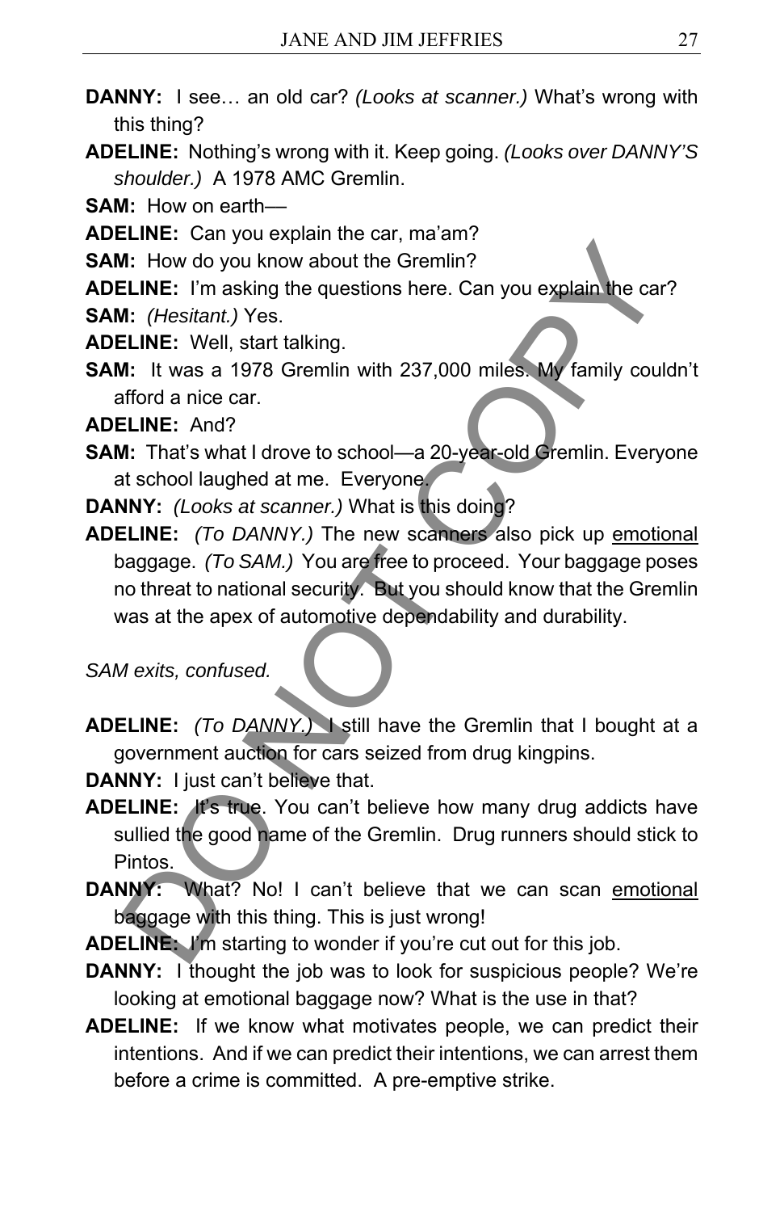**DANNY:** I see… an old car? *(Looks at scanner.)* What's wrong with this thing?

**ADELINE:** Nothing's wrong with it. Keep going. *(Looks over DANNY'S shoulder.)* A 1978 AMC Gremlin.

**SAM:** How on earth—

**ADELINE:** Can you explain the car, ma'am?

**SAM:** How do you know about the Gremlin?

**ADELINE:** I'm asking the questions here. Can you explain the car?

**SAM:** *(Hesitant.)* Yes.

**ADELINE:** Well, start talking.

**SAM:** It was a 1978 Gremlin with 237,000 miles. My family couldn't afford a nice car.

**ADELINE:** And?

**SAM:** That's what I drove to school—a 20-year-old Gremlin. Everyone at school laughed at me. Everyone.

**DANNY:** *(Looks at scanner.)* What is this doing?

**ADELINE:** *(To DANNY.)* The new scanners also pick up emotional baggage. *(To SAM.)* You are free to proceed. Your baggage poses no threat to national security. But you should know that the Gremlin was at the apex of automotive dependability and durability.

*SAM exits, confused.*

**ADELINE:** *(To DANNY.)* I still have the Gremlin that I bought at a government auction for cars seized from drug kingpins.

**DANNY:** I just can't believe that.

**ADELINE:** It's true. You can't believe how many drug addicts have sullied the good name of the Gremlin. Drug runners should stick to Pintos.

**DANNY:** What? No! I can't believe that we can scan emotional baggage with this thing. This is just wrong!

**ADELINE:** I'm starting to wonder if you're cut out for this job.

**DANNY:** I thought the job was to look for suspicious people? We're looking at emotional baggage now? What is the use in that?

**ADELINE:** If we know what motivates people, we can predict their intentions. And if we can predict their intentions, we can arrest them before a crime is committed. A pre-emptive strike.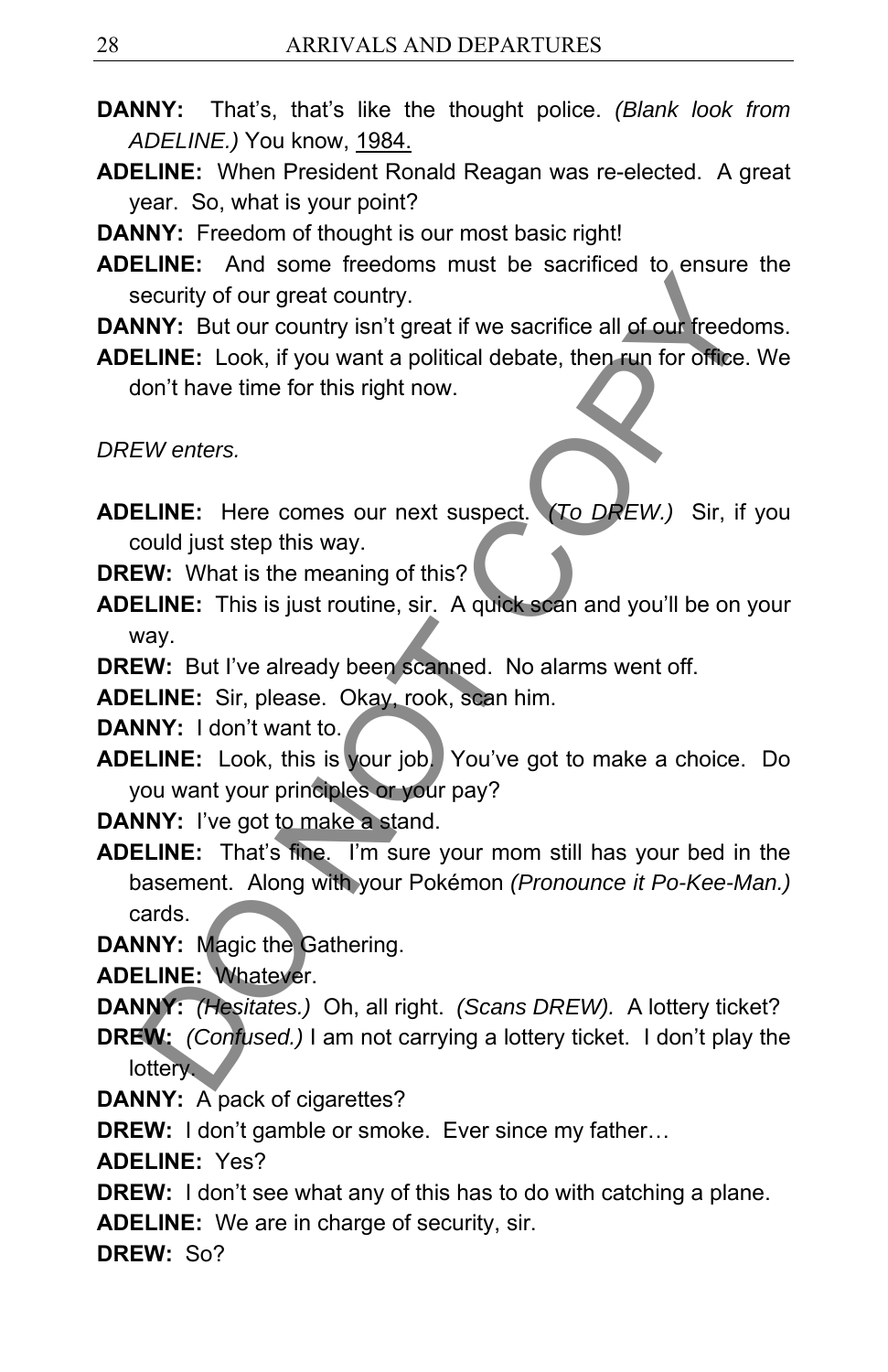**DANNY:** That's, that's like the thought police. *(Blank look from ADELINE.)* You know, 1984.

**ADELINE:** When President Ronald Reagan was re-elected. A great year. So, what is your point?

**DANNY:** Freedom of thought is our most basic right!

**ADELINE:** And some freedoms must be sacrificed to ensure the security of our great country.

**DANNY:** But our country isn't great if we sacrifice all of our freedoms.

**ADELINE:** Look, if you want a political debate, then run for office. We don't have time for this right now.

*DREW enters.*

**ADELINE:** Here comes our next suspect. *(To DREW.)* Sir, if you could just step this way.

**DREW:** What is the meaning of this?

**ADELINE:** This is just routine, sir. A quick scan and you'll be on your way.

**DREW:** But I've already been scanned. No alarms went off.

**ADELINE:** Sir, please. Okay, rook, scan him.

**DANNY:** I don't want to.

**ADELINE:** Look, this is your job. You've got to make a choice. Do you want your principles or your pay?

**DANNY:** I've got to make a stand.

**ADELINE:** That's fine. I'm sure your mom still has your bed in the basement. Along with your Pokémon *(Pronounce it Po-Kee-Man.)* cards.

**DANNY:** Magic the Gathering.

**ADELINE:** Whatever.

**DANNY:** *(Hesitates.)* Oh, all right. *(Scans DREW).* A lottery ticket?

**DREW:** *(Confused.)* I am not carrying a lottery ticket. I don't play the lottery.

**DANNY:** A pack of cigarettes?

**DREW:** I don't gamble or smoke. Ever since my father…

**ADELINE:** Yes?

**DREW:** I don't see what any of this has to do with catching a plane.

**ADELINE:** We are in charge of security, sir.

**DREW:** So?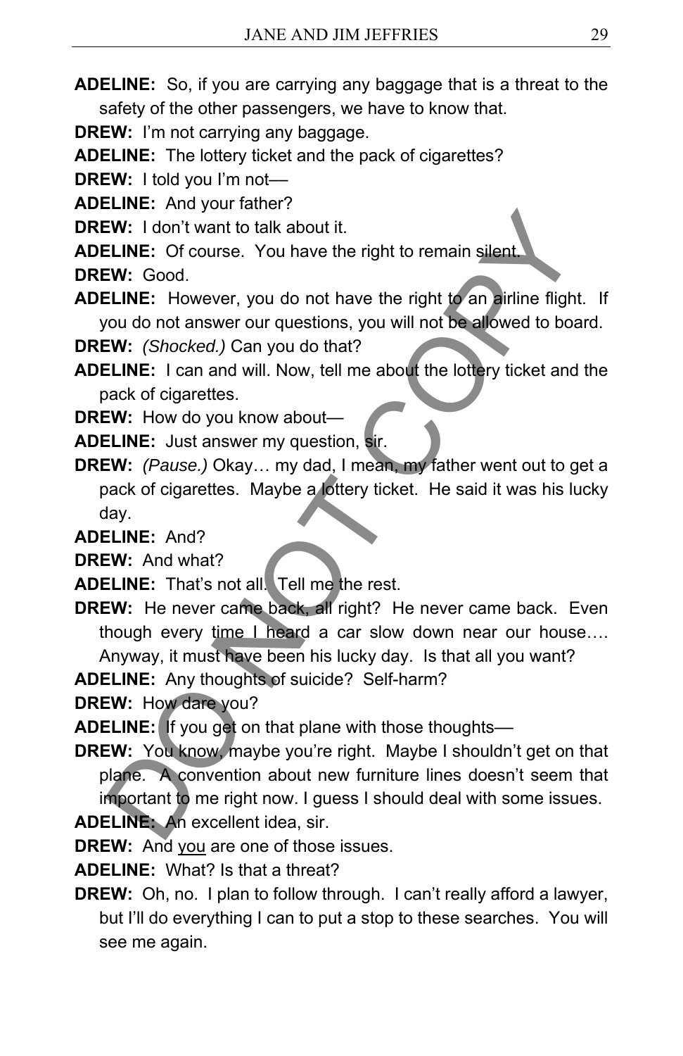**ADELINE:** So, if you are carrying any baggage that is a threat to the safety of the other passengers, we have to know that.

**DREW:** I'm not carrying any baggage.

**ADELINE:** The lottery ticket and the pack of cigarettes?

**DREW:** I told you I'm not—

**ADELINE:** And your father?

**DREW:** I don't want to talk about it.

**ADELINE:** Of course. You have the right to remain silent.

**DREW:** Good.

**ADELINE:** However, you do not have the right to an airline flight. If you do not answer our questions, you will not be allowed to board.

**DREW:** *(Shocked.)* Can you do that?

**ADELINE:** I can and will. Now, tell me about the lottery ticket and the pack of cigarettes.

**DREW:** How do you know about—

**ADELINE:** Just answer my question, sir.

**DREW:** *(Pause.)* Okay… my dad, I mean, my father went out to get a pack of cigarettes. Maybe a lottery ticket. He said it was his lucky day.

**ADELINE:** And?

**DREW:** And what?

**ADELINE:** That's not all. Tell me the rest.

**DREW:** He never came back, all right? He never came back. Even though every time I heard a car slow down near our house…. Anyway, it must have been his lucky day. Is that all you want?

**ADELINE:** Any thoughts of suicide? Self-harm?

**DREW:** How dare you?

**ADELINE:** If you get on that plane with those thoughts—

**DREW:** You know, maybe you're right. Maybe I shouldn't get on that plane. A convention about new furniture lines doesn't seem that important to me right now. I guess I should deal with some issues.

**ADELINE:** An excellent idea, sir.

**DREW:** And <u>you</u> are one of those issues.

**ADELINE:** What? Is that a threat?

**DREW:** Oh, no. I plan to follow through. I can't really afford a lawyer, but I'll do everything I can to put a stop to these searches. You will see me again.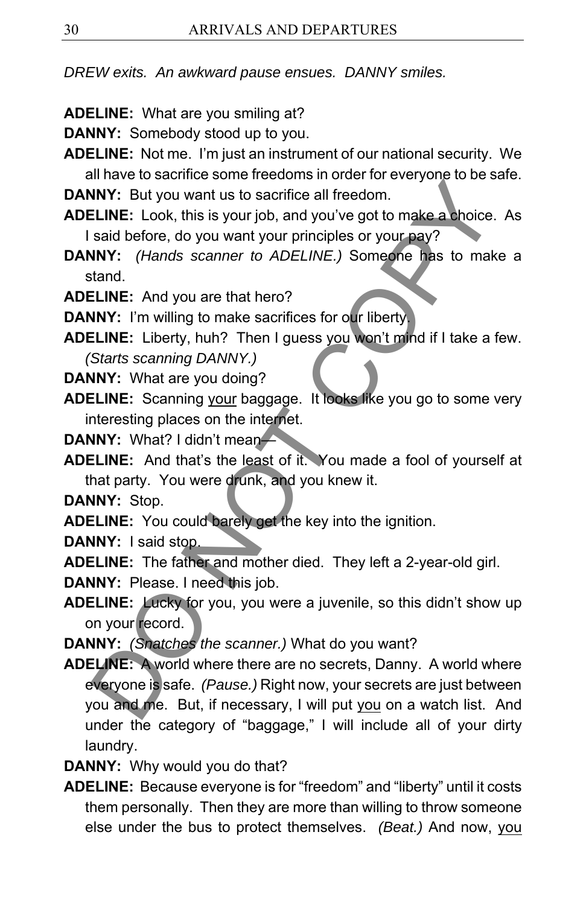*DREW exits. An awkward pause ensues. DANNY smiles.*

**ADELINE:** What are you smiling at?

**DANNY:** Somebody stood up to you.

**ADELINE:** Not me. I'm just an instrument of our national security. We all have to sacrifice some freedoms in order for everyone to be safe.

**DANNY:** But you want us to sacrifice all freedom.

**ADELINE:** Look, this is your job, and you've got to make a choice. As I said before, do you want your principles or your pay?

**DANNY:** *(Hands scanner to ADELINE.)* Someone has to make a stand.

**ADELINE:** And you are that hero?

**DANNY:** I'm willing to make sacrifices for our liberty.

**ADELINE:** Liberty, huh? Then I guess you won't mind if I take a few. *(Starts scanning DANNY.)*

**DANNY:** What are you doing?

**ADELINE:** Scanning <u>your</u> baggage. It looks like you go to some very interesting places on the internet.

**DANNY:** What? I didn't mean—

**ADELINE:** And that's the least of it. You made a fool of yourself at that party. You were drunk, and you knew it.

**DANNY:** Stop.

**ADELINE:** You could barely get the key into the ignition.

**DANNY:** I said stop.

**ADELINE:** The father and mother died. They left a 2-year-old girl.

**DANNY:** Please. I need this job.

**ADELINE:** Lucky for you, you were a juvenile, so this didn't show up on your record.

**DANNY:** *(Snatches the scanner.)* What do you want?

**ADELINE:** A world where there are no secrets, Danny. A world where everyone is safe. *(Pause.)* Right now, your secrets are just between you and me. But, if necessary, I will put <u>you</u> on a watch list. And under the category of "baggage," I will include all of your dirty laundry.

**DANNY:** Why would you do that?

**ADELINE:** Because everyone is for "freedom" and "liberty" until it costs them personally. Then they are more than willing to throw someone else under the bus to protect themselves. *(Beat.)* And now, <u>you</u>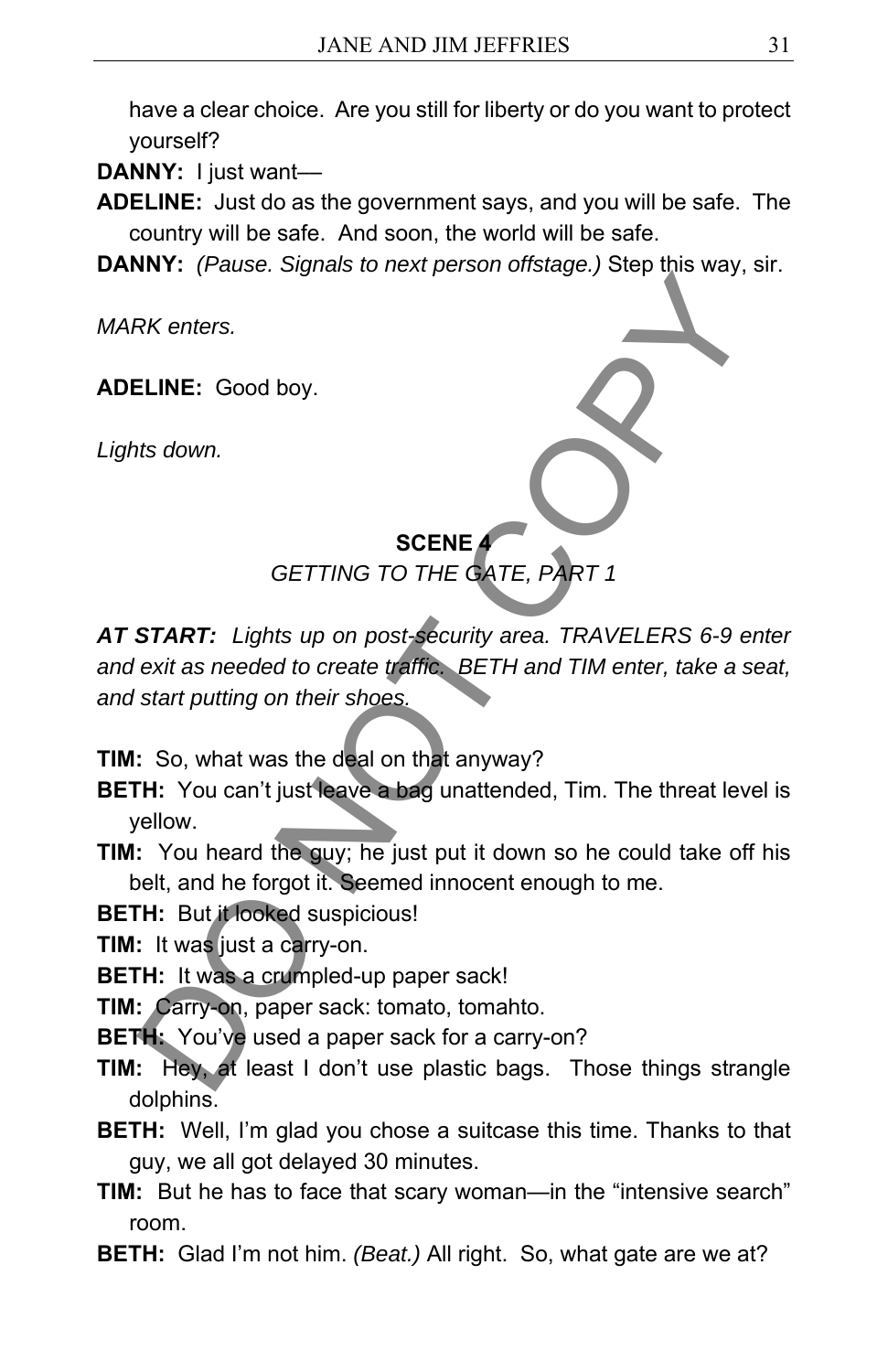have a clear choice. Are you still for liberty or do you want to protect yourself?

**DANNY:** I just want—

**ADELINE:** Just do as the government says, and you will be safe. The country will be safe. And soon, the world will be safe.

**DANNY:** *(Pause. Signals to next person offstage.)* Step this way, sir.

*MARK enters.*

**ADELINE:** Good boy.

*Lights down.*

## SCENE 4

*GETTING TO THE GATE, PART 1*

***AT START:*** *Lights up on post-security area. TRAVELERS 6-9 enter and exit as needed to create traffic. BETH and TIM enter, take a seat, and start putting on their shoes.*

**TIM:** So, what was the deal on that anyway?

**BETH:** You can't just leave a bag unattended, Tim. The threat level is yellow.

**TIM:** You heard the guy; he just put it down so he could take off his belt, and he forgot it. Seemed innocent enough to me.

**BETH:** But it looked suspicious!

**TIM:** It was just a carry-on.

**BETH:** It was a crumpled-up paper sack!

**TIM:** Carry-on, paper sack: tomato, tomahto.

**BETH:** You've used a paper sack for a carry-on?

**TIM:** Hey, at least I don't use plastic bags. Those things strangle dolphins.

**BETH:** Well, I'm glad you chose a suitcase this time. Thanks to that guy, we all got delayed 30 minutes.

**TIM:** But he has to face that scary woman—in the "intensive search" room.

**BETH:** Glad I'm not him. *(Beat.)* All right. So, what gate are we at?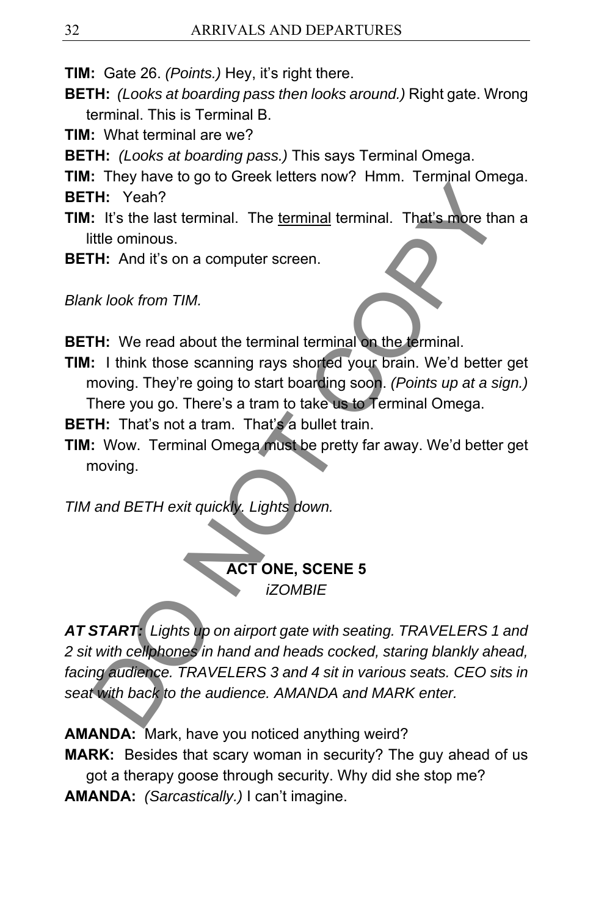**TIM:** Gate 26. *(Points.)* Hey, it's right there.

**BETH:** *(Looks at boarding pass then looks around.)* Right gate. Wrong terminal. This is Terminal B.

**TIM:** What terminal are we?

**BETH:** *(Looks at boarding pass.)* This says Terminal Omega.

**TIM:** They have to go to Greek letters now? Hmm. Terminal Omega.

**BETH:** Yeah?

**TIM:** It's the last terminal. The <u>terminal</u> terminal. That's more than a little ominous.

**BETH:** And it's on a computer screen.

*Blank look from TIM.*

**BETH:** We read about the terminal terminal on the terminal.

**TIM:** I think those scanning rays shorted your brain. We'd better get moving. They're going to start boarding soon. *(Points up at a sign.)* There you go. There's a tram to take us to Terminal Omega.

**BETH:** That's not a tram. That's a bullet train.

**TIM:** Wow. Terminal Omega must be pretty far away. We'd better get moving.

*TIM and BETH exit quickly. Lights down.*

## ACT ONE, SCENE 5

*iZOMBIE*

***AT START:*** *Lights up on airport gate with seating. TRAVELERS 1 and 2 sit with cellphones in hand and heads cocked, staring blankly ahead, facing audience. TRAVELERS 3 and 4 sit in various seats. CEO sits in seat with back to the audience. AMANDA and MARK enter.*

**AMANDA:** Mark, have you noticed anything weird?

**MARK:** Besides that scary woman in security? The guy ahead of us got a therapy goose through security. Why did she stop me?

**AMANDA:** *(Sarcastically.)* I can't imagine.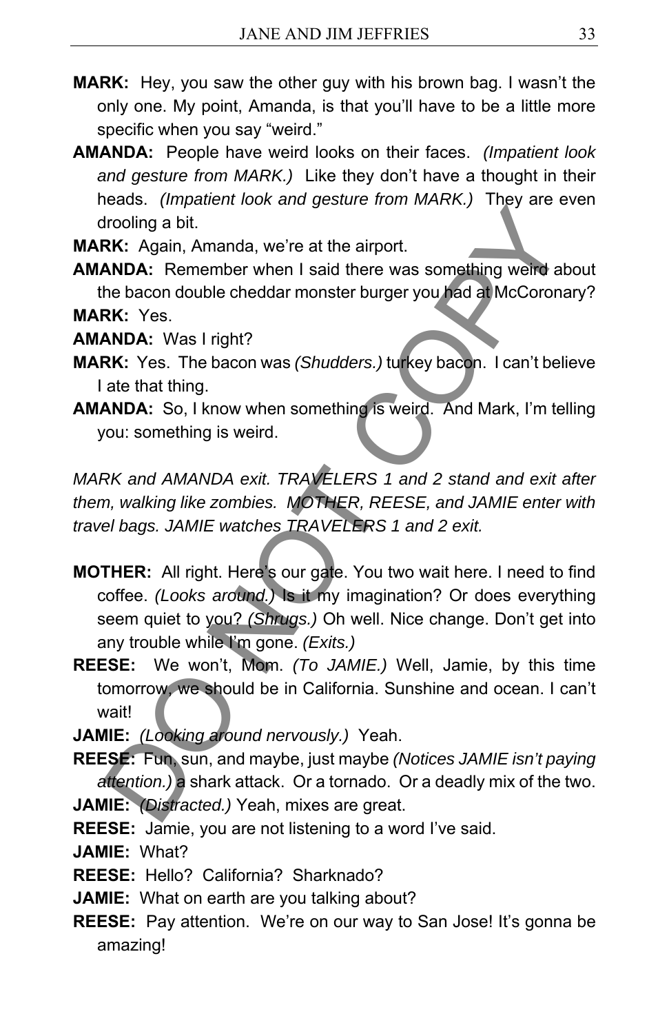**MARK:** Hey, you saw the other guy with his brown bag. I wasn't the only one. My point, Amanda, is that you'll have to be a little more specific when you say "weird."

**AMANDA:** People have weird looks on their faces. *(Impatient look and gesture from MARK.)* Like they don't have a thought in their heads. *(Impatient look and gesture from MARK.)* They are even drooling a bit.

**MARK:** Again, Amanda, we're at the airport.

**AMANDA:** Remember when I said there was something weird about the bacon double cheddar monster burger you had at McCoronary?

**MARK:** Yes.

**AMANDA:** Was I right?

**MARK:** Yes. The bacon was *(Shudders.)* turkey bacon. I can't believe I ate that thing.

**AMANDA:** So, I know when something is weird. And Mark, I'm telling you: something is weird.

*MARK and AMANDA exit. TRAVELERS 1 and 2 stand and exit after them, walking like zombies. MOTHER, REESE, and JAMIE enter with travel bags. JAMIE watches TRAVELERS 1 and 2 exit.*

**MOTHER:** All right. Here's our gate. You two wait here. I need to find coffee. *(Looks around.)* Is it my imagination? Or does everything seem quiet to you? *(Shrugs.)* Oh well. Nice change. Don't get into any trouble while I'm gone. *(Exits.)*

**REESE:** We won't, Mom. *(To JAMIE.)* Well, Jamie, by this time tomorrow, we should be in California. Sunshine and ocean. I can't wait!

**JAMIE:** *(Looking around nervously.)* Yeah.

**REESE:** Fun, sun, and maybe, just maybe *(Notices JAMIE isn't paying attention.)* a shark attack. Or a tornado. Or a deadly mix of the two.

**JAMIE:** *(Distracted.)* Yeah, mixes are great.

**REESE:** Jamie, you are not listening to a word I've said.

**JAMIE:** What?

**REESE:** Hello? California? Sharknado?

**JAMIE:** What on earth are you talking about?

**REESE:** Pay attention. We're on our way to San Jose! It's gonna be amazing!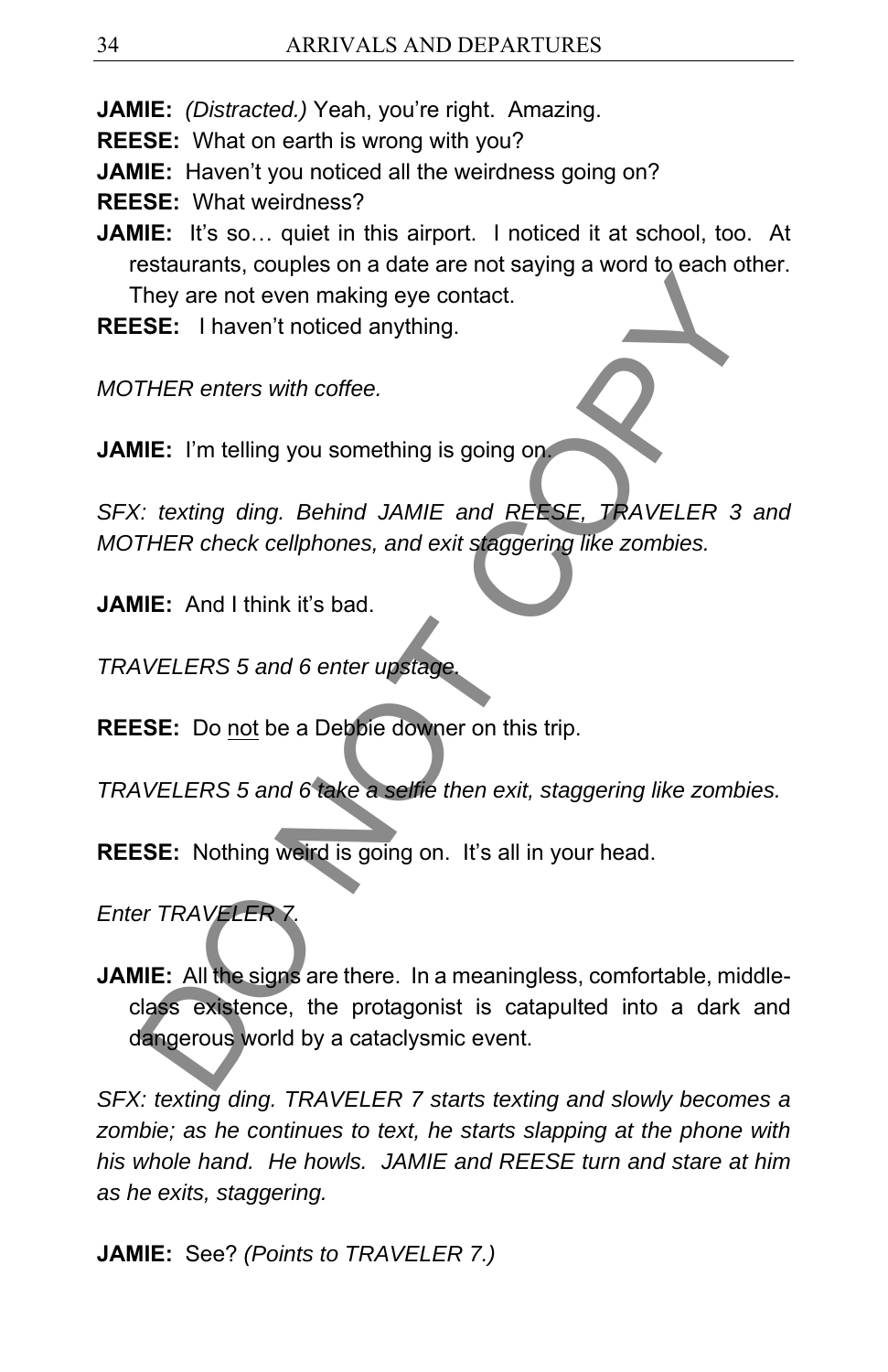**JAMIE:** *(Distracted.)* Yeah, you're right. Amazing.

**REESE:** What on earth is wrong with you?

**JAMIE:** Haven't you noticed all the weirdness going on?

**REESE:** What weirdness?

**JAMIE:** It's so… quiet in this airport. I noticed it at school, too. At restaurants, couples on a date are not saying a word to each other. They are not even making eye contact.

**REESE:** I haven't noticed anything.

*MOTHER enters with coffee.*

**JAMIE:** I'm telling you something is going on.

*SFX: texting ding. Behind JAMIE and REESE, TRAVELER 3 and MOTHER check cellphones, and exit staggering like zombies.*

**JAMIE:** And I think it's bad.

*TRAVELERS 5 and 6 enter upstage.*

**REESE:** Do <u>not</u> be a Debbie downer on this trip.

*TRAVELERS 5 and 6 take a selfie then exit, staggering like zombies.*

**REESE:** Nothing weird is going on. It's all in your head.

*Enter TRAVELER 7.*

**JAMIE:** All the signs are there. In a meaningless, comfortable, middle-class existence, the protagonist is catapulted into a dark and dangerous world by a cataclysmic event.

*SFX: texting ding. TRAVELER 7 starts texting and slowly becomes a zombie; as he continues to text, he starts slapping at the phone with his whole hand. He howls. JAMIE and REESE turn and stare at him as he exits, staggering.*

**JAMIE:** See? *(Points to TRAVELER 7.)*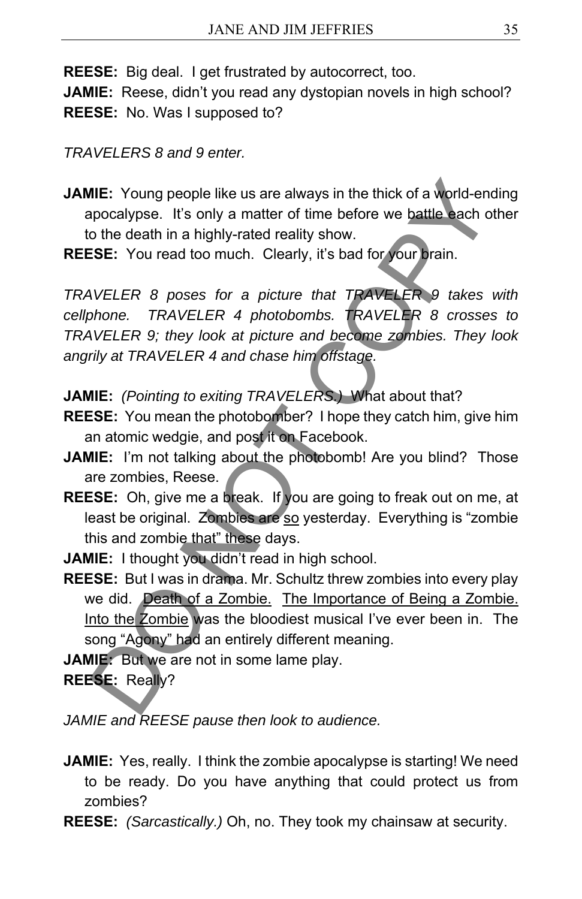**REESE:** Big deal. I get frustrated by autocorrect, too.

**JAMIE:** Reese, didn't you read any dystopian novels in high school?

**REESE:** No. Was I supposed to?

*TRAVELERS 8 and 9 enter.*

**JAMIE:** Young people like us are always in the thick of a world-ending apocalypse. It's only a matter of time before we battle each other to the death in a highly-rated reality show.

**REESE:** You read too much. Clearly, it's bad for your brain.

*TRAVELER 8 poses for a picture that TRAVELER 9 takes with cellphone. TRAVELER 4 photobombs. TRAVELER 8 crosses to TRAVELER 9; they look at picture and become zombies. They look angrily at TRAVELER 4 and chase him offstage.*

**JAMIE:** *(Pointing to exiting TRAVELERS.)* What about that?

**REESE:** You mean the photobomber? I hope they catch him, give him an atomic wedgie, and post it on Facebook.

**JAMIE:** I'm not talking about the photobomb! Are you blind? Those are zombies, Reese.

**REESE:** Oh, give me a break. If you are going to freak out on me, at least be original. Zombies are <u>so</u> yesterday. Everything is "zombie this and zombie that" these days.

**JAMIE:** I thought you didn't read in high school.

**REESE:** But I was in drama. Mr. Schultz threw zombies into every play we did. <u>Death of a Zombie.</u> <u>The Importance of Being a Zombie.</u> <u>Into the Zombie</u> was the bloodiest musical I've ever been in. The song "Agony" had an entirely different meaning.

**JAMIE:** But we are not in some lame play.

**REESE:** Really?

*JAMIE and REESE pause then look to audience.*

**JAMIE:** Yes, really. I think the zombie apocalypse is starting! We need to be ready. Do you have anything that could protect us from zombies?

**REESE:** *(Sarcastically.)* Oh, no. They took my chainsaw at security.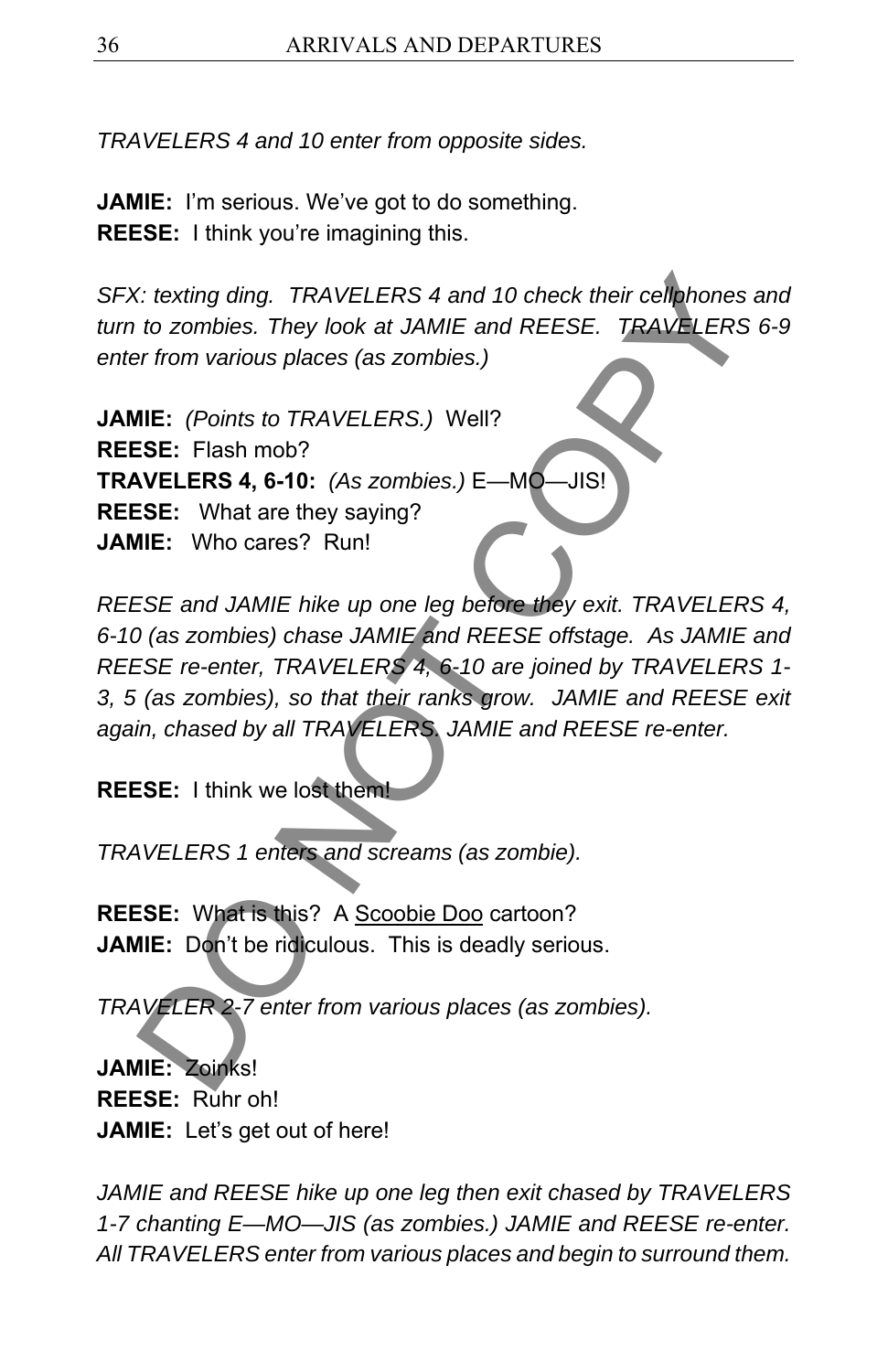*TRAVELERS 4 and 10 enter from opposite sides.*

**JAMIE:** I'm serious. We've got to do something.
**REESE:** I think you're imagining this.

*SFX: texting ding. TRAVELERS 4 and 10 check their cellphones and turn to zombies. They look at JAMIE and REESE. TRAVELERS 6-9 enter from various places (as zombies.)*

**JAMIE:** *(Points to TRAVELERS.)* Well?
**REESE:** Flash mob?
**TRAVELERS 4, 6-10:** *(As zombies.)* E—MO—JIS!
**REESE:** What are they saying?
**JAMIE:** Who cares? Run!

*REESE and JAMIE hike up one leg before they exit. TRAVELERS 4, 6-10 (as zombies) chase JAMIE and REESE offstage. As JAMIE and REESE re-enter, TRAVELERS 4, 6-10 are joined by TRAVELERS 1-3, 5 (as zombies), so that their ranks grow. JAMIE and REESE exit again, chased by all TRAVELERS. JAMIE and REESE re-enter.*

**REESE:** I think we lost them!

*TRAVELERS 1 enters and screams (as zombie).*

**REESE:** What is this? A Scoobie Doo cartoon?
**JAMIE:** Don't be ridiculous. This is deadly serious.

*TRAVELER 2-7 enter from various places (as zombies).*

**JAMIE:** Zoinks!
**REESE:** Ruhr oh!
**JAMIE:** Let's get out of here!

*JAMIE and REESE hike up one leg then exit chased by TRAVELERS 1-7 chanting E—MO—JIS (as zombies.) JAMIE and REESE re-enter. All TRAVELERS enter from various places and begin to surround them.*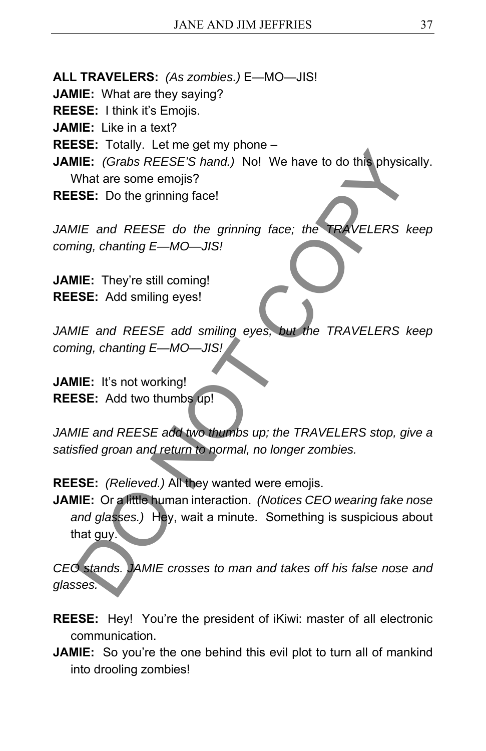**ALL TRAVELERS:** *(As zombies.)* E—MO—JIS!

**JAMIE:** What are they saying?

**REESE:** I think it's Emojis.

**JAMIE:** Like in a text?

**REESE:** Totally. Let me get my phone –

**JAMIE:** *(Grabs REESE'S hand.)* No! We have to do this physically. What are some emojis?

**REESE:** Do the grinning face!

*JAMIE and REESE do the grinning face; the TRAVELERS keep coming, chanting E—MO—JIS!*

**JAMIE:** They're still coming!

**REESE:** Add smiling eyes!

*JAMIE and REESE add smiling eyes, but the TRAVELERS keep coming, chanting E—MO—JIS!*

**JAMIE:** It's not working!

**REESE:** Add two thumbs up!

*JAMIE and REESE add two thumbs up; the TRAVELERS stop, give a satisfied groan and return to normal, no longer zombies.*

**REESE:** *(Relieved.)* All they wanted were emojis.

**JAMIE:** Or a little human interaction. *(Notices CEO wearing fake nose and glasses.)* Hey, wait a minute. Something is suspicious about that guy.

*CEO stands. JAMIE crosses to man and takes off his false nose and glasses.*

**REESE:** Hey! You're the president of iKiwi: master of all electronic communication.

**JAMIE:** So you're the one behind this evil plot to turn all of mankind into drooling zombies!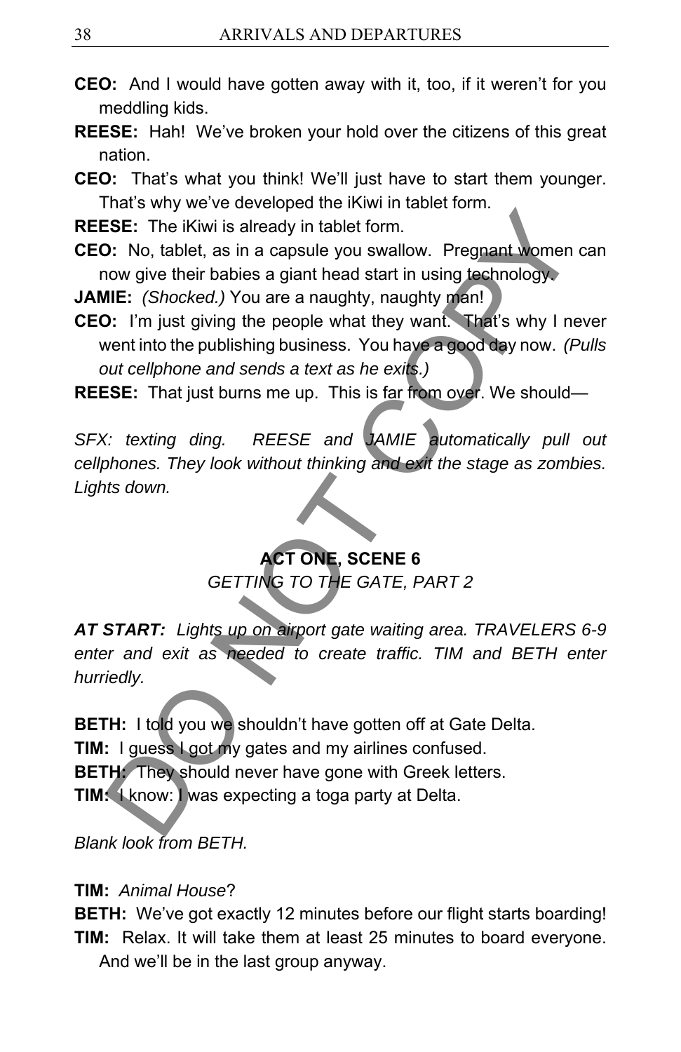**CEO:** And I would have gotten away with it, too, if it weren't for you meddling kids.

**REESE:** Hah! We've broken your hold over the citizens of this great nation.

**CEO:** That's what you think! We'll just have to start them younger. That's why we've developed the iKiwi in tablet form.

**REESE:** The iKiwi is already in tablet form.

**CEO:** No, tablet, as in a capsule you swallow. Pregnant women can now give their babies a giant head start in using technology.

**JAMIE:** *(Shocked.)* You are a naughty, naughty man!

**CEO:** I'm just giving the people what they want. That's why I never went into the publishing business. You have a good day now. *(Pulls out cellphone and sends a text as he exits.)*

**REESE:** That just burns me up. This is far from over. We should—

*SFX: texting ding. REESE and JAMIE automatically pull out cellphones. They look without thinking and exit the stage as zombies. Lights down.*

## ACT ONE, SCENE 6

*GETTING TO THE GATE, PART 2*

***AT START:*** *Lights up on airport gate waiting area. TRAVELERS 6-9 enter and exit as needed to create traffic. TIM and BETH enter hurriedly.*

**BETH:** I told you we shouldn't have gotten off at Gate Delta.

**TIM:** I guess I got my gates and my airlines confused.

**BETH:** They should never have gone with Greek letters.

**TIM:** I know: I was expecting a toga party at Delta.

*Blank look from BETH.*

**TIM:** *Animal House*?

**BETH:** We've got exactly 12 minutes before our flight starts boarding!

**TIM:** Relax. It will take them at least 25 minutes to board everyone. And we'll be in the last group anyway.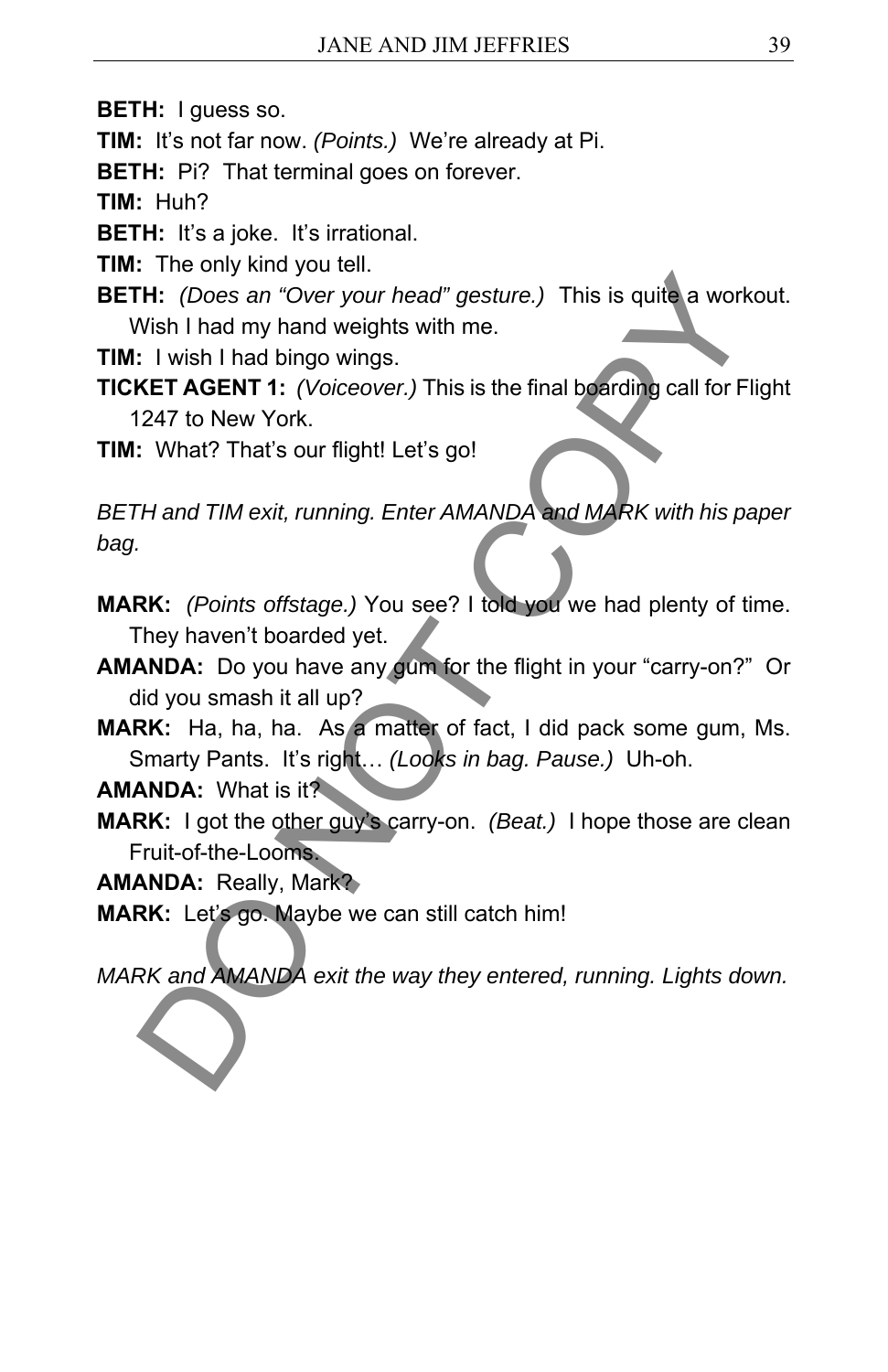**BETH:** I guess so.

**TIM:** It's not far now. *(Points.)* We're already at Pi.

**BETH:** Pi? That terminal goes on forever.

**TIM:** Huh?

**BETH:** It's a joke. It's irrational.

**TIM:** The only kind you tell.

**BETH:** *(Does an "Over your head" gesture.)* This is quite a workout. Wish I had my hand weights with me.

**TIM:** I wish I had bingo wings.

**TICKET AGENT 1:** *(Voiceover.)* This is the final boarding call for Flight 1247 to New York.

**TIM:** What? That's our flight! Let's go!

*BETH and TIM exit, running. Enter AMANDA and MARK with his paper bag.*

**MARK:** *(Points offstage.)* You see? I told you we had plenty of time. They haven't boarded yet.

**AMANDA:** Do you have any gum for the flight in your "carry-on?" Or did you smash it all up?

**MARK:** Ha, ha, ha. As a matter of fact, I did pack some gum, Ms. Smarty Pants. It's right… *(Looks in bag. Pause.)* Uh-oh.

**AMANDA:** What is it?

**MARK:** I got the other guy's carry-on. *(Beat.)* I hope those are clean Fruit-of-the-Looms.

**AMANDA:** Really, Mark?

**MARK:** Let's go. Maybe we can still catch him!

*MARK and AMANDA exit the way they entered, running. Lights down.*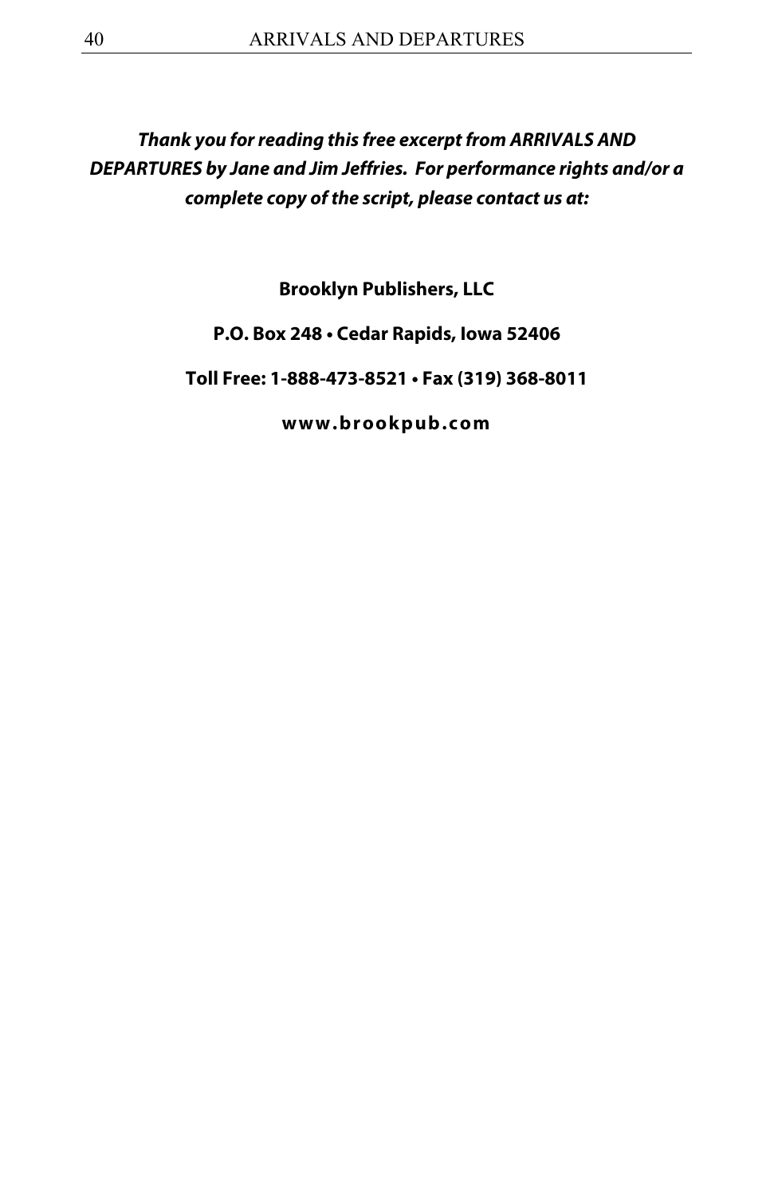***Thank you for reading this free excerpt from ARRIVALS AND DEPARTURES by Jane and Jim Jeffries. For performance rights and/or a complete copy of the script, please contact us at:***

**Brooklyn Publishers, LLC**

**P.O. Box 248 • Cedar Rapids, Iowa 52406**

**Toll Free: 1-888-473-8521 • Fax (319) 368-8011**

**www.brookpub.com**